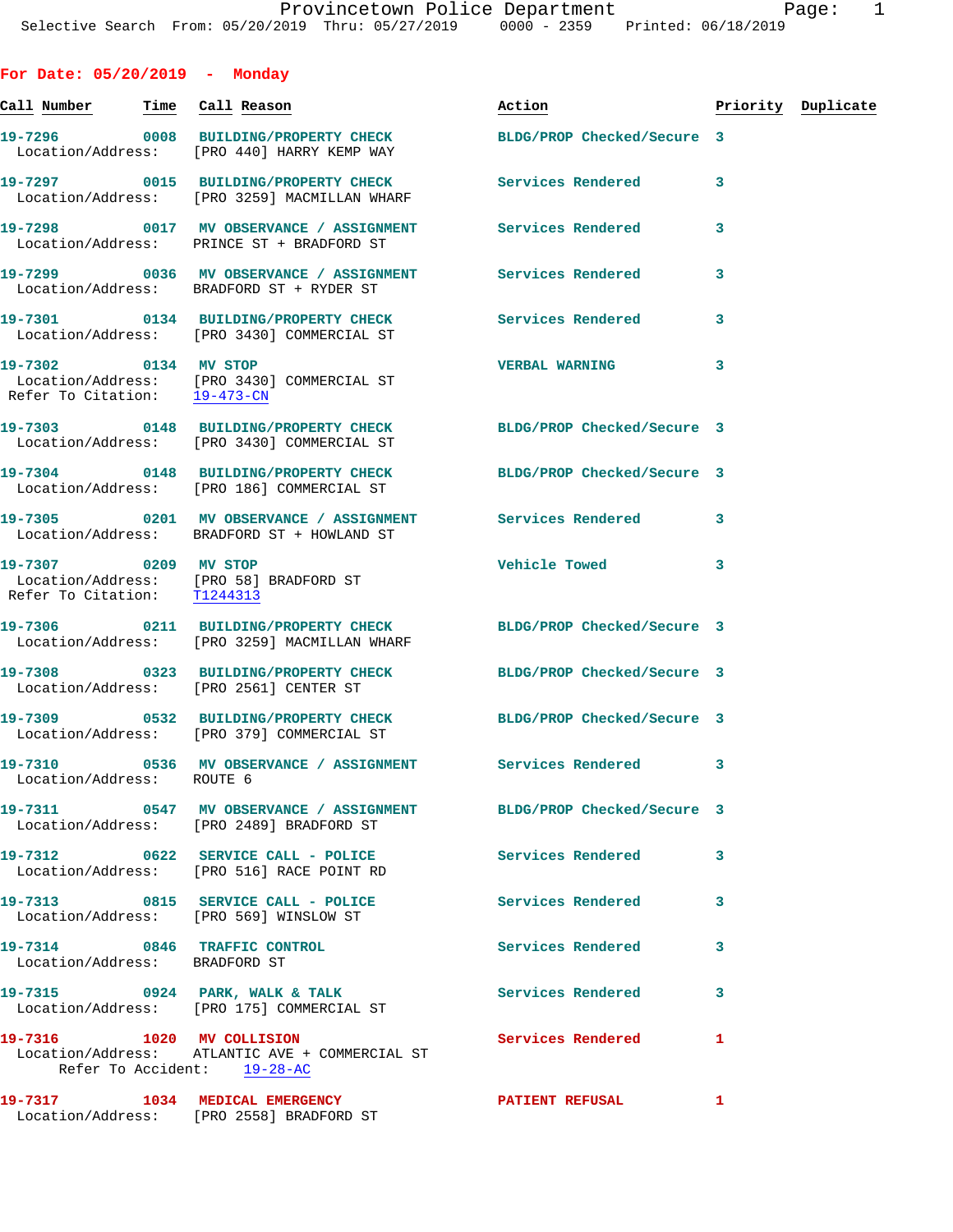Provincetown Police Department
Selective Search From: 05/20/2019 Thru: 05/27/2019 0000 - 2359 Printed: 06/18/2019

## For Date: 05/20/2019 - Monday

| Call Number | Time | Call Reason | Action | Priority | Duplicate |
|---|---|---|---|---|---|
| 19-7296 | 0008 | BUILDING/PROPERTY CHECK | BLDG/PROP Checked/Secure | 3 | |
| Location/Address: [PRO 440] HARRY KEMP WAY | | | | | |
| 19-7297 | 0015 | BUILDING/PROPERTY CHECK | Services Rendered | 3 | |
| Location/Address: [PRO 3259] MACMILLAN WHARF | | | | | |
| 19-7298 | 0017 | MV OBSERVANCE / ASSIGNMENT | Services Rendered | 3 | |
| Location/Address: PRINCE ST + BRADFORD ST | | | | | |
| 19-7299 | 0036 | MV OBSERVANCE / ASSIGNMENT | Services Rendered | 3 | |
| Location/Address: BRADFORD ST + RYDER ST | | | | | |
| 19-7301 | 0134 | BUILDING/PROPERTY CHECK | Services Rendered | 3 | |
| Location/Address: [PRO 3430] COMMERCIAL ST | | | | | |
| 19-7302 | 0134 | MV STOP | VERBAL WARNING | 3 | |
| Location/Address: [PRO 3430] COMMERCIAL ST; Refer To Citation: 19-473-CN | | | | | |
| 19-7303 | 0148 | BUILDING/PROPERTY CHECK | BLDG/PROP Checked/Secure | 3 | |
| Location/Address: [PRO 3430] COMMERCIAL ST | | | | | |
| 19-7304 | 0148 | BUILDING/PROPERTY CHECK | BLDG/PROP Checked/Secure | 3 | |
| Location/Address: [PRO 186] COMMERCIAL ST | | | | | |
| 19-7305 | 0201 | MV OBSERVANCE / ASSIGNMENT | Services Rendered | 3 | |
| Location/Address: BRADFORD ST + HOWLAND ST | | | | | |
| 19-7307 | 0209 | MV STOP | Vehicle Towed | 3 | |
| Location/Address: [PRO 58] BRADFORD ST; Refer To Citation: T1244313 | | | | | |
| 19-7306 | 0211 | BUILDING/PROPERTY CHECK | BLDG/PROP Checked/Secure | 3 | |
| Location/Address: [PRO 3259] MACMILLAN WHARF | | | | | |
| 19-7308 | 0323 | BUILDING/PROPERTY CHECK | BLDG/PROP Checked/Secure | 3 | |
| Location/Address: [PRO 2561] CENTER ST | | | | | |
| 19-7309 | 0532 | BUILDING/PROPERTY CHECK | BLDG/PROP Checked/Secure | 3 | |
| Location/Address: [PRO 379] COMMERCIAL ST | | | | | |
| 19-7310 | 0536 | MV OBSERVANCE / ASSIGNMENT | Services Rendered | 3 | |
| Location/Address: ROUTE 6 | | | | | |
| 19-7311 | 0547 | MV OBSERVANCE / ASSIGNMENT | BLDG/PROP Checked/Secure | 3 | |
| Location/Address: [PRO 2489] BRADFORD ST | | | | | |
| 19-7312 | 0622 | SERVICE CALL - POLICE | Services Rendered | 3 | |
| Location/Address: [PRO 516] RACE POINT RD | | | | | |
| 19-7313 | 0815 | SERVICE CALL - POLICE | Services Rendered | 3 | |
| Location/Address: [PRO 569] WINSLOW ST | | | | | |
| 19-7314 | 0846 | TRAFFIC CONTROL | Services Rendered | 3 | |
| Location/Address: BRADFORD ST | | | | | |
| 19-7315 | 0924 | PARK, WALK & TALK | Services Rendered | 3 | |
| Location/Address: [PRO 175] COMMERCIAL ST | | | | | |
| 19-7316 | 1020 | MV COLLISION | Services Rendered | 1 | |
| Location/Address: ATLANTIC AVE + COMMERCIAL ST; Refer To Accident: 19-28-AC | | | | | |
| 19-7317 | 1034 | MEDICAL EMERGENCY | PATIENT REFUSAL | 1 | |
| Location/Address: [PRO 2558] BRADFORD ST | | | | | |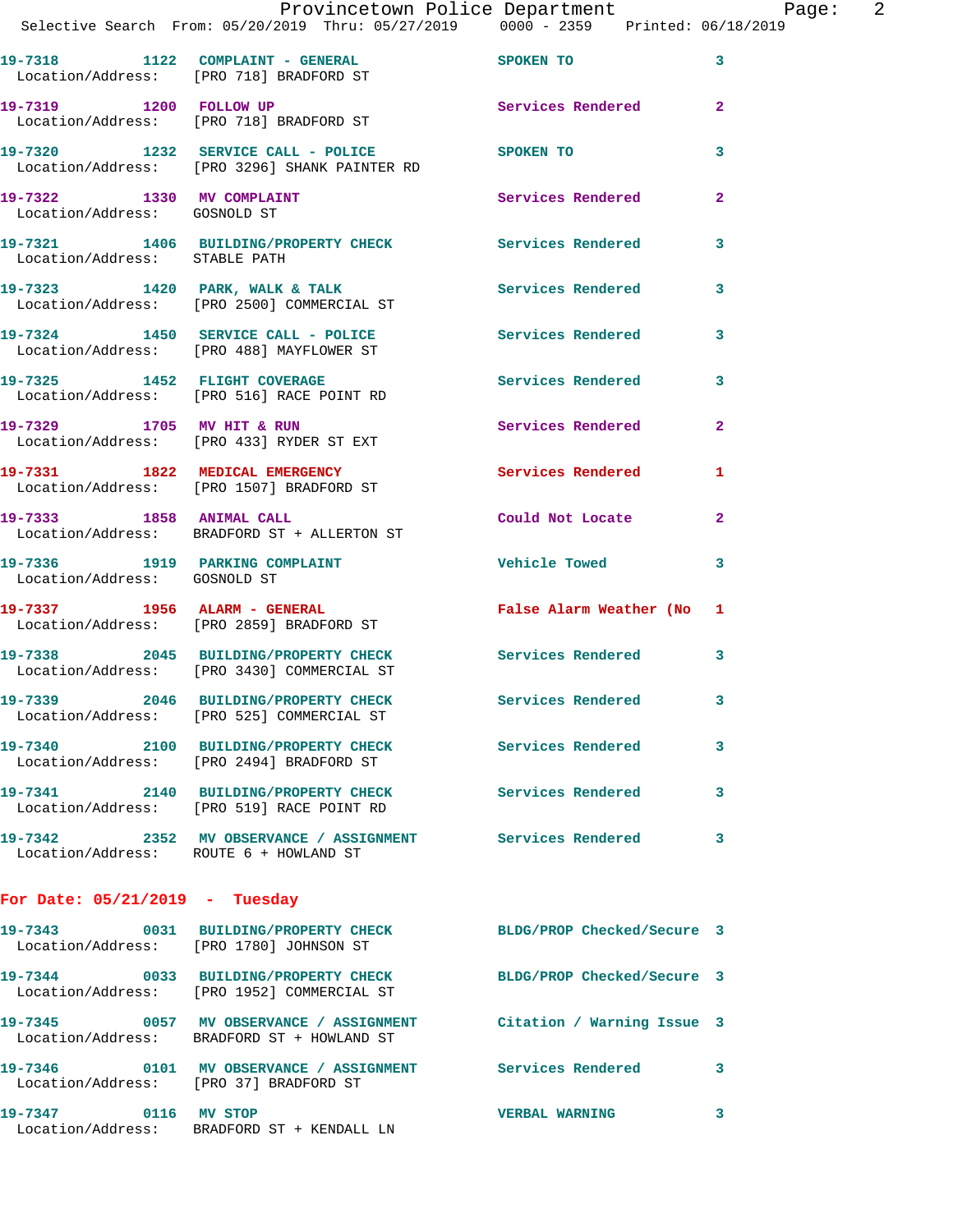19-7318 1122 COMPLAINT - GENERAL SPOKEN TO 3
Location/Address: [PRO 718] BRADFORD ST

19-7319 1200 FOLLOW UP Services Rendered 2
Location/Address: [PRO 718] BRADFORD ST

19-7320 1232 SERVICE CALL - POLICE SPOKEN TO 3
Location/Address: [PRO 3296] SHANK PAINTER RD

19-7322 1330 MV COMPLAINT Services Rendered 2
Location/Address: GOSNOLD ST

19-7321 1406 BUILDING/PROPERTY CHECK Services Rendered 3
Location/Address: STABLE PATH

19-7323 1420 PARK, WALK & TALK Services Rendered 3
Location/Address: [PRO 2500] COMMERCIAL ST

19-7324 1450 SERVICE CALL - POLICE Services Rendered 3
Location/Address: [PRO 488] MAYFLOWER ST

19-7325 1452 FLIGHT COVERAGE Services Rendered 3
Location/Address: [PRO 516] RACE POINT RD

19-7329 1705 MV HIT & RUN Services Rendered 2
Location/Address: [PRO 433] RYDER ST EXT

19-7331 1822 MEDICAL EMERGENCY Services Rendered 1
Location/Address: [PRO 1507] BRADFORD ST

19-7333 1858 ANIMAL CALL Could Not Locate 2
Location/Address: BRADFORD ST + ALLERTON ST

19-7336 1919 PARKING COMPLAINT Vehicle Towed 3
Location/Address: GOSNOLD ST

19-7337 1956 ALARM - GENERAL False Alarm Weather (No 1
Location/Address: [PRO 2859] BRADFORD ST

19-7338 2045 BUILDING/PROPERTY CHECK Services Rendered 3
Location/Address: [PRO 3430] COMMERCIAL ST

19-7339 2046 BUILDING/PROPERTY CHECK Services Rendered 3
Location/Address: [PRO 525] COMMERCIAL ST

19-7340 2100 BUILDING/PROPERTY CHECK Services Rendered 3
Location/Address: [PRO 2494] BRADFORD ST

19-7341 2140 BUILDING/PROPERTY CHECK Services Rendered 3
Location/Address: [PRO 519] RACE POINT RD

19-7342 2352 MV OBSERVANCE / ASSIGNMENT Services Rendered 3
Location/Address: ROUTE 6 + HOWLAND ST

**For Date: 05/21/2019 - Tuesday**

19-7343 0031 BUILDING/PROPERTY CHECK BLDG/PROP Checked/Secure 3
Location/Address: [PRO 1780] JOHNSON ST

19-7344 0033 BUILDING/PROPERTY CHECK BLDG/PROP Checked/Secure 3
Location/Address: [PRO 1952] COMMERCIAL ST

19-7345 0057 MV OBSERVANCE / ASSIGNMENT Citation / Warning Issue 3
Location/Address: BRADFORD ST + HOWLAND ST

19-7346 0101 MV OBSERVANCE / ASSIGNMENT Services Rendered 3
Location/Address: [PRO 37] BRADFORD ST

19-7347 0116 MV STOP VERBAL WARNING 3
Location/Address: BRADFORD ST + KENDALL LN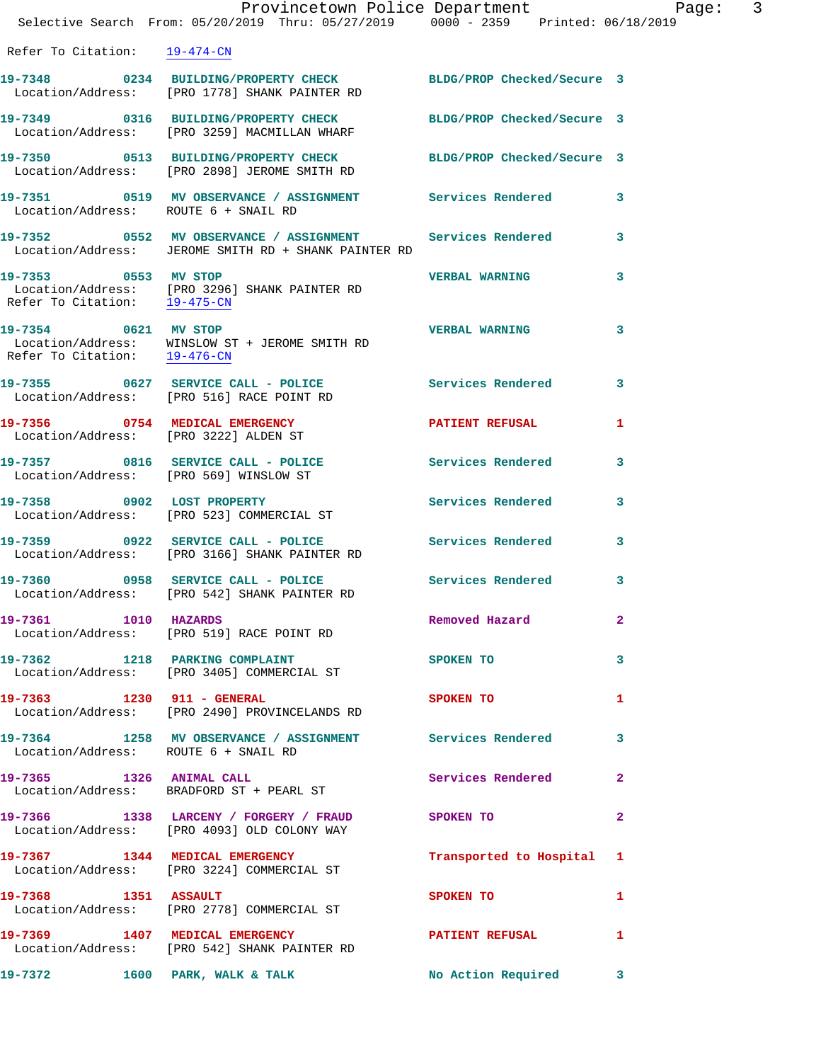Refer To Citation: 19-474-CN

19-7348 0234 BUILDING/PROPERTY CHECK BLDG/PROP Checked/Secure 3
Location/Address: [PRO 1778] SHANK PAINTER RD

19-7349 0316 BUILDING/PROPERTY CHECK BLDG/PROP Checked/Secure 3
Location/Address: [PRO 3259] MACMILLAN WHARF

19-7350 0513 BUILDING/PROPERTY CHECK BLDG/PROP Checked/Secure 3
Location/Address: [PRO 2898] JEROME SMITH RD

19-7351 0519 MV OBSERVANCE / ASSIGNMENT Services Rendered 3
Location/Address: ROUTE 6 + SNAIL RD

19-7352 0552 MV OBSERVANCE / ASSIGNMENT Services Rendered 3
Location/Address: JEROME SMITH RD + SHANK PAINTER RD

19-7353 0553 MV STOP VERBAL WARNING 3
Location/Address: [PRO 3296] SHANK PAINTER RD
Refer To Citation: 19-475-CN

19-7354 0621 MV STOP VERBAL WARNING 3
Location/Address: WINSLOW ST + JEROME SMITH RD
Refer To Citation: 19-476-CN

19-7355 0627 SERVICE CALL - POLICE Services Rendered 3
Location/Address: [PRO 516] RACE POINT RD

19-7356 0754 MEDICAL EMERGENCY PATIENT REFUSAL 1
Location/Address: [PRO 3222] ALDEN ST

19-7357 0816 SERVICE CALL - POLICE Services Rendered 3
Location/Address: [PRO 569] WINSLOW ST

19-7358 0902 LOST PROPERTY Services Rendered 3
Location/Address: [PRO 523] COMMERCIAL ST

19-7359 0922 SERVICE CALL - POLICE Services Rendered 3
Location/Address: [PRO 3166] SHANK PAINTER RD

19-7360 0958 SERVICE CALL - POLICE Services Rendered 3
Location/Address: [PRO 542] SHANK PAINTER RD

19-7361 1010 HAZARDS Removed Hazard 2
Location/Address: [PRO 519] RACE POINT RD

19-7362 1218 PARKING COMPLAINT SPOKEN TO 3
Location/Address: [PRO 3405] COMMERCIAL ST

19-7363 1230 911 - GENERAL SPOKEN TO 1
Location/Address: [PRO 2490] PROVINCELANDS RD

19-7364 1258 MV OBSERVANCE / ASSIGNMENT Services Rendered 3
Location/Address: ROUTE 6 + SNAIL RD

19-7365 1326 ANIMAL CALL Services Rendered 2
Location/Address: BRADFORD ST + PEARL ST

19-7366 1338 LARCENY / FORGERY / FRAUD SPOKEN TO 2
Location/Address: [PRO 4093] OLD COLONY WAY

19-7367 1344 MEDICAL EMERGENCY Transported to Hospital 1
Location/Address: [PRO 3224] COMMERCIAL ST

19-7368 1351 ASSAULT SPOKEN TO 1
Location/Address: [PRO 2778] COMMERCIAL ST

19-7369 1407 MEDICAL EMERGENCY PATIENT REFUSAL 1
Location/Address: [PRO 542] SHANK PAINTER RD

19-7372 1600 PARK, WALK & TALK No Action Required 3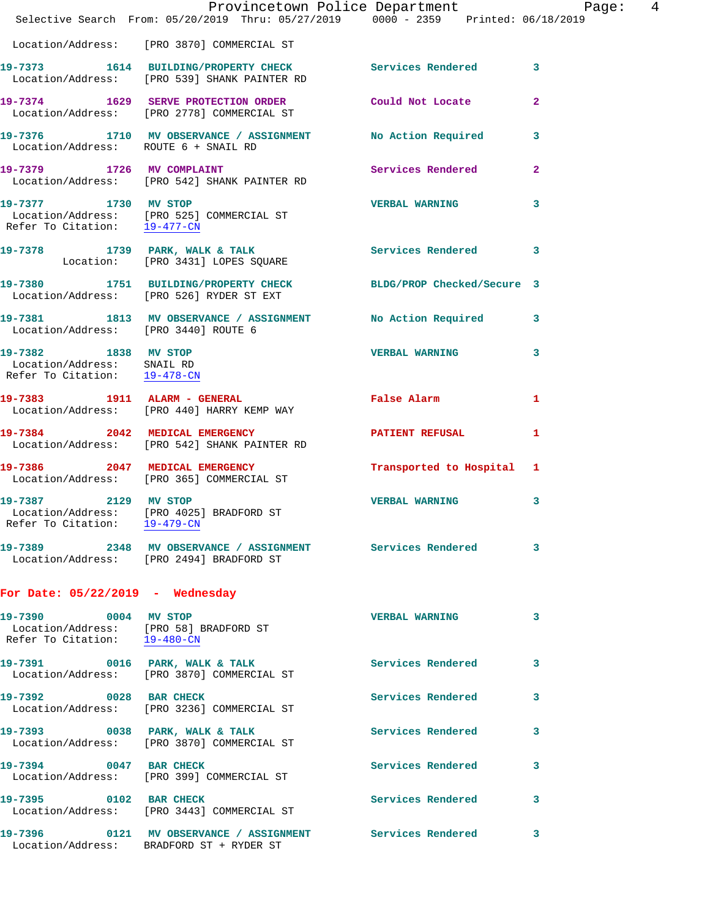Location/Address: [PRO 3870] COMMERCIAL ST

**19-7373 1614 BUILDING/PROPERTY CHECK** Services Rendered 3
Location/Address: [PRO 539] SHANK PAINTER RD

**19-7374 1629 SERVE PROTECTION ORDER** Could Not Locate 2
Location/Address: [PRO 2778] COMMERCIAL ST

**19-7376 1710 MV OBSERVANCE / ASSIGNMENT** No Action Required 3
Location/Address: ROUTE 6 + SNAIL RD

**19-7379 1726 MV COMPLAINT** Services Rendered 2
Location/Address: [PRO 542] SHANK PAINTER RD

**19-7377 1730 MV STOP** VERBAL WARNING 3
Location/Address: [PRO 525] COMMERCIAL ST
Refer To Citation: 19-477-CN

**19-7378 1739 PARK, WALK & TALK** Services Rendered 3
Location: [PRO 3431] LOPES SQUARE

**19-7380 1751 BUILDING/PROPERTY CHECK** BLDG/PROP Checked/Secure 3
Location/Address: [PRO 526] RYDER ST EXT

**19-7381 1813 MV OBSERVANCE / ASSIGNMENT** No Action Required 3
Location/Address: [PRO 3440] ROUTE 6

**19-7382 1838 MV STOP** VERBAL WARNING 3
Location/Address: SNAIL RD
Refer To Citation: 19-478-CN

**19-7383 1911 ALARM - GENERAL** False Alarm 1
Location/Address: [PRO 440] HARRY KEMP WAY

**19-7384 2042 MEDICAL EMERGENCY** PATIENT REFUSAL 1
Location/Address: [PRO 542] SHANK PAINTER RD

**19-7386 2047 MEDICAL EMERGENCY** Transported to Hospital 1
Location/Address: [PRO 365] COMMERCIAL ST

**19-7387 2129 MV STOP** VERBAL WARNING 3
Location/Address: [PRO 4025] BRADFORD ST
Refer To Citation: 19-479-CN

**19-7389 2348 MV OBSERVANCE / ASSIGNMENT** Services Rendered 3
Location/Address: [PRO 2494] BRADFORD ST

## For Date: 05/22/2019 - Wednesday

**19-7390 0004 MV STOP** VERBAL WARNING 3
Location/Address: [PRO 58] BRADFORD ST
Refer To Citation: 19-480-CN

**19-7391 0016 PARK, WALK & TALK** Services Rendered 3
Location/Address: [PRO 3870] COMMERCIAL ST

**19-7392 0028 BAR CHECK** Services Rendered 3
Location/Address: [PRO 3236] COMMERCIAL ST

**19-7393 0038 PARK, WALK & TALK** Services Rendered 3
Location/Address: [PRO 3870] COMMERCIAL ST

**19-7394 0047 BAR CHECK** Services Rendered 3
Location/Address: [PRO 399] COMMERCIAL ST

**19-7395 0102 BAR CHECK** Services Rendered 3
Location/Address: [PRO 3443] COMMERCIAL ST

**19-7396 0121 MV OBSERVANCE / ASSIGNMENT** Services Rendered 3
Location/Address: BRADFORD ST + RYDER ST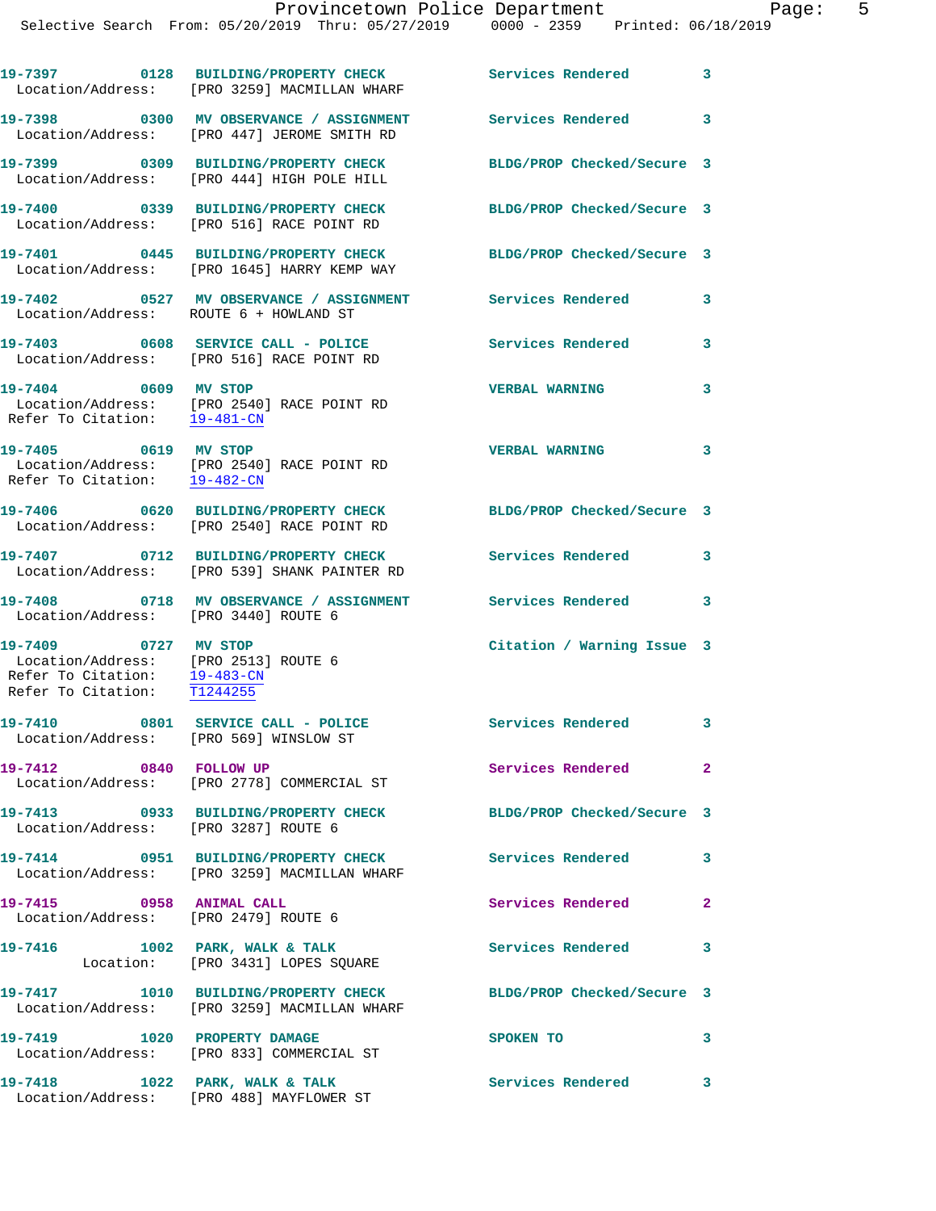19-7397 0128 BUILDING/PROPERTY CHECK Services Rendered 3
Location/Address: [PRO 3259] MACMILLAN WHARF

19-7398 0300 MV OBSERVANCE / ASSIGNMENT Services Rendered 3
Location/Address: [PRO 447] JEROME SMITH RD

19-7399 0309 BUILDING/PROPERTY CHECK BLDG/PROP Checked/Secure 3
Location/Address: [PRO 444] HIGH POLE HILL

19-7400 0339 BUILDING/PROPERTY CHECK BLDG/PROP Checked/Secure 3
Location/Address: [PRO 516] RACE POINT RD

19-7401 0445 BUILDING/PROPERTY CHECK BLDG/PROP Checked/Secure 3
Location/Address: [PRO 1645] HARRY KEMP WAY

19-7402 0527 MV OBSERVANCE / ASSIGNMENT Services Rendered 3
Location/Address: ROUTE 6 + HOWLAND ST

19-7403 0608 SERVICE CALL - POLICE Services Rendered 3
Location/Address: [PRO 516] RACE POINT RD

19-7404 0609 MV STOP VERBAL WARNING 3
Location/Address: [PRO 2540] RACE POINT RD
Refer To Citation: 19-481-CN

19-7405 0619 MV STOP VERBAL WARNING 3
Location/Address: [PRO 2540] RACE POINT RD
Refer To Citation: 19-482-CN

19-7406 0620 BUILDING/PROPERTY CHECK BLDG/PROP Checked/Secure 3
Location/Address: [PRO 2540] RACE POINT RD

19-7407 0712 BUILDING/PROPERTY CHECK Services Rendered 3
Location/Address: [PRO 539] SHANK PAINTER RD

19-7408 0718 MV OBSERVANCE / ASSIGNMENT Services Rendered 3
Location/Address: [PRO 3440] ROUTE 6

19-7409 0727 MV STOP Citation / Warning Issue 3
Location/Address: [PRO 2513] ROUTE 6
Refer To Citation: 19-483-CN
Refer To Citation: T1244255

19-7410 0801 SERVICE CALL - POLICE Services Rendered 3
Location/Address: [PRO 569] WINSLOW ST

19-7412 0840 FOLLOW UP Services Rendered 2
Location/Address: [PRO 2778] COMMERCIAL ST

19-7413 0933 BUILDING/PROPERTY CHECK BLDG/PROP Checked/Secure 3
Location/Address: [PRO 3287] ROUTE 6

19-7414 0951 BUILDING/PROPERTY CHECK Services Rendered 3
Location/Address: [PRO 3259] MACMILLAN WHARF

19-7415 0958 ANIMAL CALL Services Rendered 2
Location/Address: [PRO 2479] ROUTE 6

19-7416 1002 PARK, WALK & TALK Services Rendered 3
Location: [PRO 3431] LOPES SQUARE

19-7417 1010 BUILDING/PROPERTY CHECK BLDG/PROP Checked/Secure 3
Location/Address: [PRO 3259] MACMILLAN WHARF

19-7419 1020 PROPERTY DAMAGE SPOKEN TO 3
Location/Address: [PRO 833] COMMERCIAL ST

19-7418 1022 PARK, WALK & TALK Services Rendered 3
Location/Address: [PRO 488] MAYFLOWER ST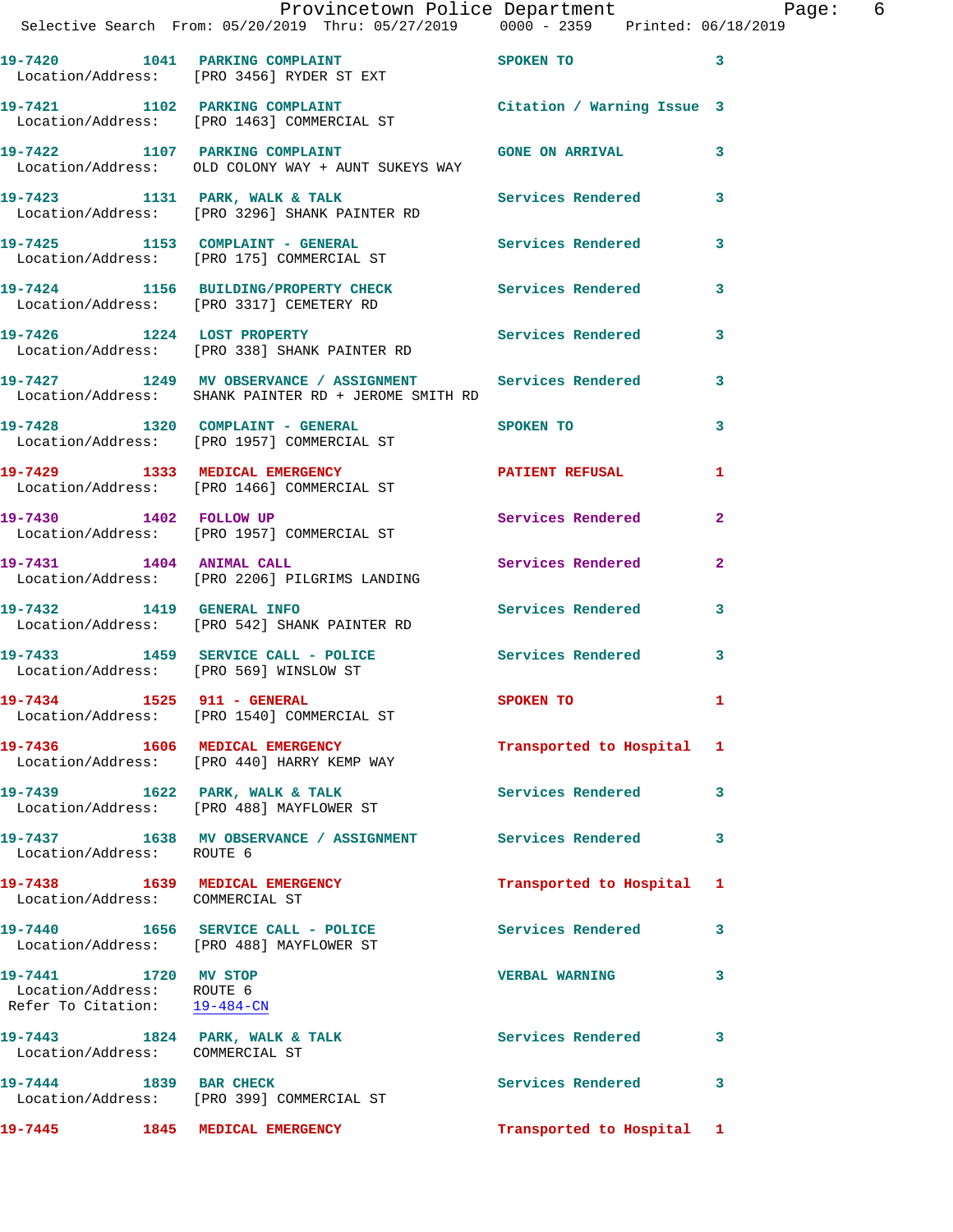19-7420 1041 PARKING COMPLAINT SPOKEN TO 3
Location/Address: [PRO 3456] RYDER ST EXT

19-7421 1102 PARKING COMPLAINT Citation / Warning Issue 3
Location/Address: [PRO 1463] COMMERCIAL ST

19-7422 1107 PARKING COMPLAINT GONE ON ARRIVAL 3
Location/Address: OLD COLONY WAY + AUNT SUKEYS WAY

19-7423 1131 PARK, WALK & TALK Services Rendered 3
Location/Address: [PRO 3296] SHANK PAINTER RD

19-7425 1153 COMPLAINT - GENERAL Services Rendered 3
Location/Address: [PRO 175] COMMERCIAL ST

19-7424 1156 BUILDING/PROPERTY CHECK Services Rendered 3
Location/Address: [PRO 3317] CEMETERY RD

19-7426 1224 LOST PROPERTY Services Rendered 3
Location/Address: [PRO 338] SHANK PAINTER RD

19-7427 1249 MV OBSERVANCE / ASSIGNMENT Services Rendered 3
Location/Address: SHANK PAINTER RD + JEROME SMITH RD

19-7428 1320 COMPLAINT - GENERAL SPOKEN TO 3
Location/Address: [PRO 1957] COMMERCIAL ST

19-7429 1333 MEDICAL EMERGENCY PATIENT REFUSAL 1
Location/Address: [PRO 1466] COMMERCIAL ST

19-7430 1402 FOLLOW UP Services Rendered 2
Location/Address: [PRO 1957] COMMERCIAL ST

19-7431 1404 ANIMAL CALL Services Rendered 2
Location/Address: [PRO 2206] PILGRIMS LANDING

19-7432 1419 GENERAL INFO Services Rendered 3
Location/Address: [PRO 542] SHANK PAINTER RD

19-7433 1459 SERVICE CALL - POLICE Services Rendered 3
Location/Address: [PRO 569] WINSLOW ST

19-7434 1525 911 - GENERAL SPOKEN TO 1
Location/Address: [PRO 1540] COMMERCIAL ST

19-7436 1606 MEDICAL EMERGENCY Transported to Hospital 1
Location/Address: [PRO 440] HARRY KEMP WAY

19-7439 1622 PARK, WALK & TALK Services Rendered 3
Location/Address: [PRO 488] MAYFLOWER ST

19-7437 1638 MV OBSERVANCE / ASSIGNMENT Services Rendered 3
Location/Address: ROUTE 6

19-7438 1639 MEDICAL EMERGENCY Transported to Hospital 1
Location/Address: COMMERCIAL ST

19-7440 1656 SERVICE CALL - POLICE Services Rendered 3
Location/Address: [PRO 488] MAYFLOWER ST

19-7441 1720 MV STOP VERBAL WARNING 3
Location/Address: ROUTE 6
Refer To Citation: 19-484-CN

19-7443 1824 PARK, WALK & TALK Services Rendered 3
Location/Address: COMMERCIAL ST

19-7444 1839 BAR CHECK Services Rendered 3
Location/Address: [PRO 399] COMMERCIAL ST

19-7445 1845 MEDICAL EMERGENCY Transported to Hospital 1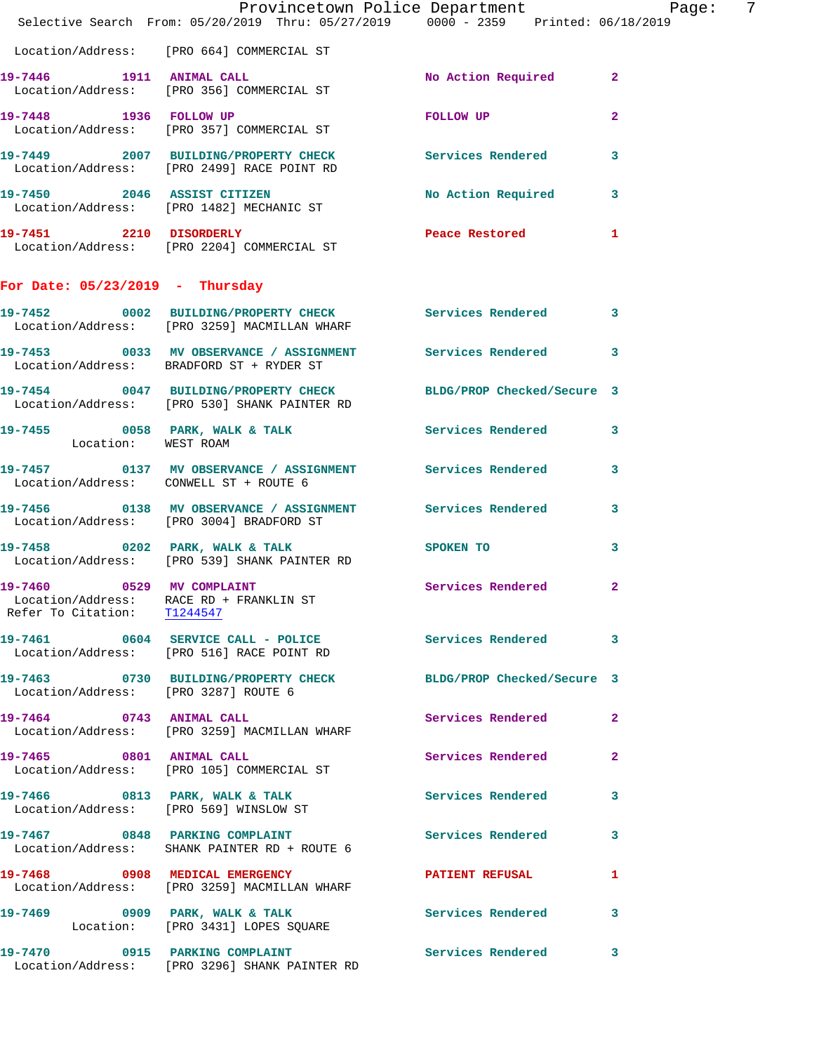Location/Address: [PRO 664] COMMERCIAL ST

**19-7446 1911 ANIMAL CALL** No Action Required 2
Location/Address: [PRO 356] COMMERCIAL ST

**19-7448 1936 FOLLOW UP** FOLLOW UP 2
Location/Address: [PRO 357] COMMERCIAL ST

**19-7449 2007 BUILDING/PROPERTY CHECK** Services Rendered 3
Location/Address: [PRO 2499] RACE POINT RD

**19-7450 2046 ASSIST CITIZEN** No Action Required 3
Location/Address: [PRO 1482] MECHANIC ST

**19-7451 2210 DISORDERLY** Peace Restored 1
Location/Address: [PRO 2204] COMMERCIAL ST

## For Date: 05/23/2019 - Thursday

**19-7452 0002 BUILDING/PROPERTY CHECK** Services Rendered 3
Location/Address: [PRO 3259] MACMILLAN WHARF

**19-7453 0033 MV OBSERVANCE / ASSIGNMENT** Services Rendered 3
Location/Address: BRADFORD ST + RYDER ST

**19-7454 0047 BUILDING/PROPERTY CHECK** BLDG/PROP Checked/Secure 3
Location/Address: [PRO 530] SHANK PAINTER RD

**19-7455 0058 PARK, WALK & TALK** Services Rendered 3
Location: WEST ROAM

**19-7457 0137 MV OBSERVANCE / ASSIGNMENT** Services Rendered 3
Location/Address: CONWELL ST + ROUTE 6

**19-7456 0138 MV OBSERVANCE / ASSIGNMENT** Services Rendered 3
Location/Address: [PRO 3004] BRADFORD ST

**19-7458 0202 PARK, WALK & TALK** SPOKEN TO 3
Location/Address: [PRO 539] SHANK PAINTER RD

**19-7460 0529 MV COMPLAINT** Services Rendered 2
Location/Address: RACE RD + FRANKLIN ST
Refer To Citation: T1244547

**19-7461 0604 SERVICE CALL - POLICE** Services Rendered 3
Location/Address: [PRO 516] RACE POINT RD

**19-7463 0730 BUILDING/PROPERTY CHECK** BLDG/PROP Checked/Secure 3
Location/Address: [PRO 3287] ROUTE 6

**19-7464 0743 ANIMAL CALL** Services Rendered 2
Location/Address: [PRO 3259] MACMILLAN WHARF

**19-7465 0801 ANIMAL CALL** Services Rendered 2
Location/Address: [PRO 105] COMMERCIAL ST

**19-7466 0813 PARK, WALK & TALK** Services Rendered 3
Location/Address: [PRO 569] WINSLOW ST

**19-7467 0848 PARKING COMPLAINT** Services Rendered 3
Location/Address: SHANK PAINTER RD + ROUTE 6

**19-7468 0908 MEDICAL EMERGENCY** PATIENT REFUSAL 1
Location/Address: [PRO 3259] MACMILLAN WHARF

**19-7469 0909 PARK, WALK & TALK** Services Rendered 3
Location: [PRO 3431] LOPES SQUARE

**19-7470 0915 PARKING COMPLAINT** Services Rendered 3
Location/Address: [PRO 3296] SHANK PAINTER RD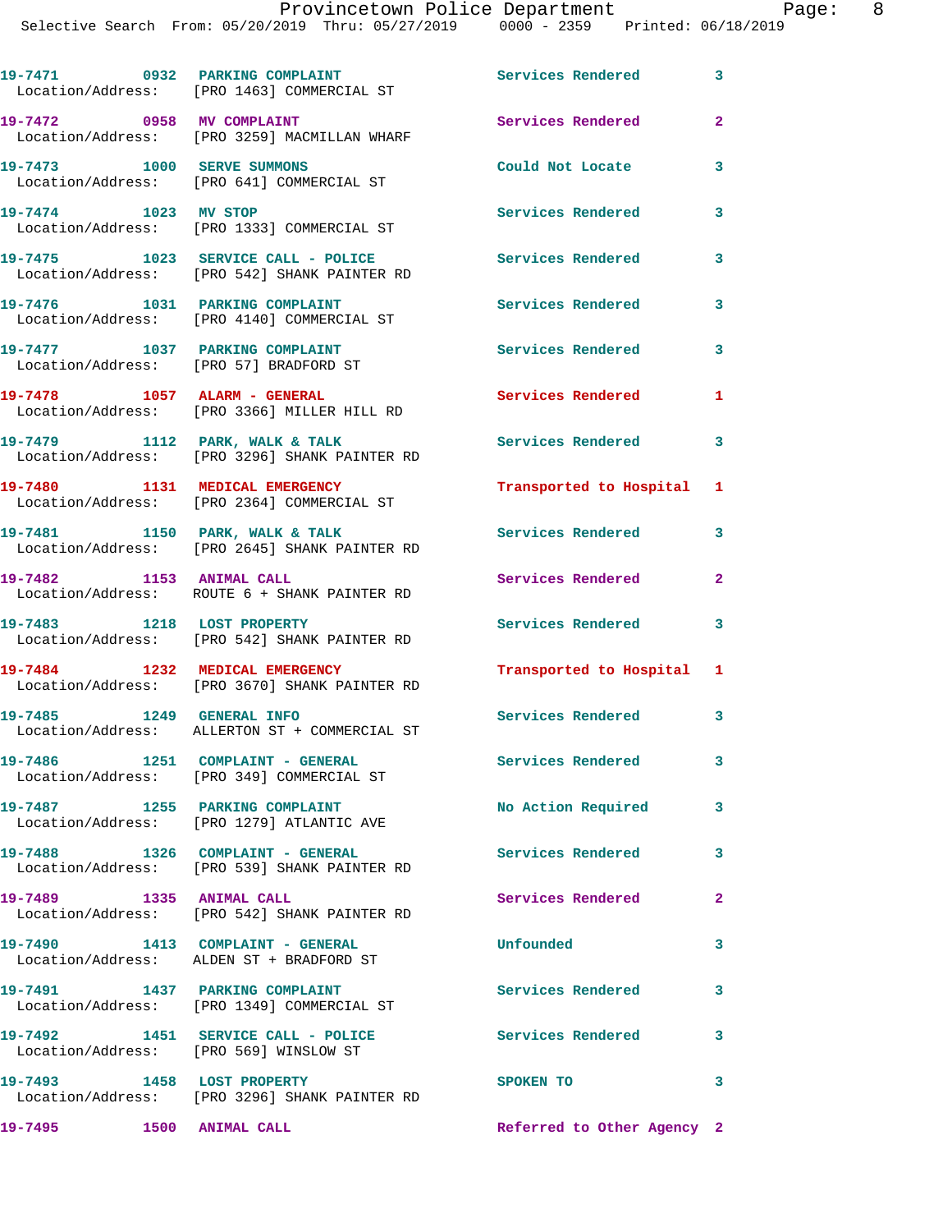| Call Number | Time | Call Reason | Action | Priority |
|---|---|---|---|---|
| 19-7471 | 0932 | PARKING COMPLAINT | Services Rendered | 3 |
| Location/Address: [PRO 1463] COMMERCIAL ST | | | | |
| 19-7472 | 0958 | MV COMPLAINT | Services Rendered | 2 |
| Location/Address: [PRO 3259] MACMILLAN WHARF | | | | |
| 19-7473 | 1000 | SERVE SUMMONS | Could Not Locate | 3 |
| Location/Address: [PRO 641] COMMERCIAL ST | | | | |
| 19-7474 | 1023 | MV STOP | Services Rendered | 3 |
| Location/Address: [PRO 1333] COMMERCIAL ST | | | | |
| 19-7475 | 1023 | SERVICE CALL - POLICE | Services Rendered | 3 |
| Location/Address: [PRO 542] SHANK PAINTER RD | | | | |
| 19-7476 | 1031 | PARKING COMPLAINT | Services Rendered | 3 |
| Location/Address: [PRO 4140] COMMERCIAL ST | | | | |
| 19-7477 | 1037 | PARKING COMPLAINT | Services Rendered | 3 |
| Location/Address: [PRO 57] BRADFORD ST | | | | |
| 19-7478 | 1057 | ALARM - GENERAL | Services Rendered | 1 |
| Location/Address: [PRO 3366] MILLER HILL RD | | | | |
| 19-7479 | 1112 | PARK, WALK & TALK | Services Rendered | 3 |
| Location/Address: [PRO 3296] SHANK PAINTER RD | | | | |
| 19-7480 | 1131 | MEDICAL EMERGENCY | Transported to Hospital | 1 |
| Location/Address: [PRO 2364] COMMERCIAL ST | | | | |
| 19-7481 | 1150 | PARK, WALK & TALK | Services Rendered | 3 |
| Location/Address: [PRO 2645] SHANK PAINTER RD | | | | |
| 19-7482 | 1153 | ANIMAL CALL | Services Rendered | 2 |
| Location/Address: ROUTE 6 + SHANK PAINTER RD | | | | |
| 19-7483 | 1218 | LOST PROPERTY | Services Rendered | 3 |
| Location/Address: [PRO 542] SHANK PAINTER RD | | | | |
| 19-7484 | 1232 | MEDICAL EMERGENCY | Transported to Hospital | 1 |
| Location/Address: [PRO 3670] SHANK PAINTER RD | | | | |
| 19-7485 | 1249 | GENERAL INFO | Services Rendered | 3 |
| Location/Address: ALLERTON ST + COMMERCIAL ST | | | | |
| 19-7486 | 1251 | COMPLAINT - GENERAL | Services Rendered | 3 |
| Location/Address: [PRO 349] COMMERCIAL ST | | | | |
| 19-7487 | 1255 | PARKING COMPLAINT | No Action Required | 3 |
| Location/Address: [PRO 1279] ATLANTIC AVE | | | | |
| 19-7488 | 1326 | COMPLAINT - GENERAL | Services Rendered | 3 |
| Location/Address: [PRO 539] SHANK PAINTER RD | | | | |
| 19-7489 | 1335 | ANIMAL CALL | Services Rendered | 2 |
| Location/Address: [PRO 542] SHANK PAINTER RD | | | | |
| 19-7490 | 1413 | COMPLAINT - GENERAL | Unfounded | 3 |
| Location/Address: ALDEN ST + BRADFORD ST | | | | |
| 19-7491 | 1437 | PARKING COMPLAINT | Services Rendered | 3 |
| Location/Address: [PRO 1349] COMMERCIAL ST | | | | |
| 19-7492 | 1451 | SERVICE CALL - POLICE | Services Rendered | 3 |
| Location/Address: [PRO 569] WINSLOW ST | | | | |
| 19-7493 | 1458 | LOST PROPERTY | SPOKEN TO | 3 |
| Location/Address: [PRO 3296] SHANK PAINTER RD | | | | |
| 19-7495 | 1500 | ANIMAL CALL | Referred to Other Agency | 2 |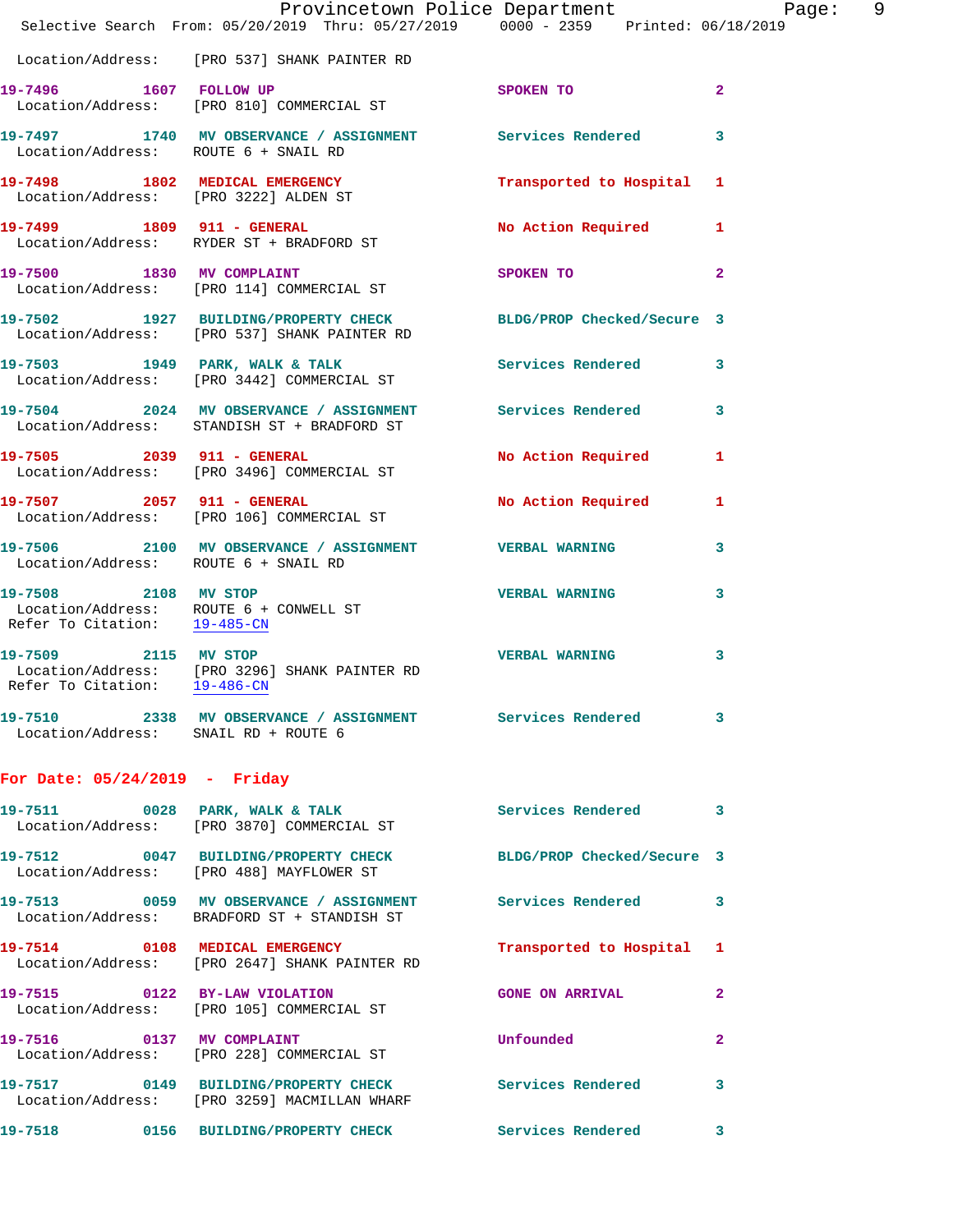Location/Address: [PRO 537] SHANK PAINTER RD

19-7496 1607 FOLLOW UP SPOKEN TO 2
Location/Address: [PRO 810] COMMERCIAL ST

19-7497 1740 MV OBSERVANCE / ASSIGNMENT Services Rendered 3
Location/Address: ROUTE 6 + SNAIL RD

19-7498 1802 MEDICAL EMERGENCY Transported to Hospital 1
Location/Address: [PRO 3222] ALDEN ST

19-7499 1809 911 - GENERAL No Action Required 1
Location/Address: RYDER ST + BRADFORD ST

19-7500 1830 MV COMPLAINT SPOKEN TO 2
Location/Address: [PRO 114] COMMERCIAL ST

19-7502 1927 BUILDING/PROPERTY CHECK BLDG/PROP Checked/Secure 3
Location/Address: [PRO 537] SHANK PAINTER RD

19-7503 1949 PARK, WALK & TALK Services Rendered 3
Location/Address: [PRO 3442] COMMERCIAL ST

19-7504 2024 MV OBSERVANCE / ASSIGNMENT Services Rendered 3
Location/Address: STANDISH ST + BRADFORD ST

19-7505 2039 911 - GENERAL No Action Required 1
Location/Address: [PRO 3496] COMMERCIAL ST

19-7507 2057 911 - GENERAL No Action Required 1
Location/Address: [PRO 106] COMMERCIAL ST

19-7506 2100 MV OBSERVANCE / ASSIGNMENT VERBAL WARNING 3
Location/Address: ROUTE 6 + SNAIL RD

19-7508 2108 MV STOP VERBAL WARNING 3
Location/Address: ROUTE 6 + CONWELL ST
Refer To Citation: 19-485-CN

19-7509 2115 MV STOP VERBAL WARNING 3
Location/Address: [PRO 3296] SHANK PAINTER RD
Refer To Citation: 19-486-CN

19-7510 2338 MV OBSERVANCE / ASSIGNMENT Services Rendered 3
Location/Address: SNAIL RD + ROUTE 6

## For Date: 05/24/2019 - Friday

19-7511 0028 PARK, WALK & TALK Services Rendered 3
Location/Address: [PRO 3870] COMMERCIAL ST

19-7512 0047 BUILDING/PROPERTY CHECK BLDG/PROP Checked/Secure 3
Location/Address: [PRO 488] MAYFLOWER ST

19-7513 0059 MV OBSERVANCE / ASSIGNMENT Services Rendered 3
Location/Address: BRADFORD ST + STANDISH ST

19-7514 0108 MEDICAL EMERGENCY Transported to Hospital 1
Location/Address: [PRO 2647] SHANK PAINTER RD

19-7515 0122 BY-LAW VIOLATION GONE ON ARRIVAL 2
Location/Address: [PRO 105] COMMERCIAL ST

19-7516 0137 MV COMPLAINT Unfounded 2
Location/Address: [PRO 228] COMMERCIAL ST

19-7517 0149 BUILDING/PROPERTY CHECK Services Rendered 3
Location/Address: [PRO 3259] MACMILLAN WHARF

19-7518 0156 BUILDING/PROPERTY CHECK Services Rendered 3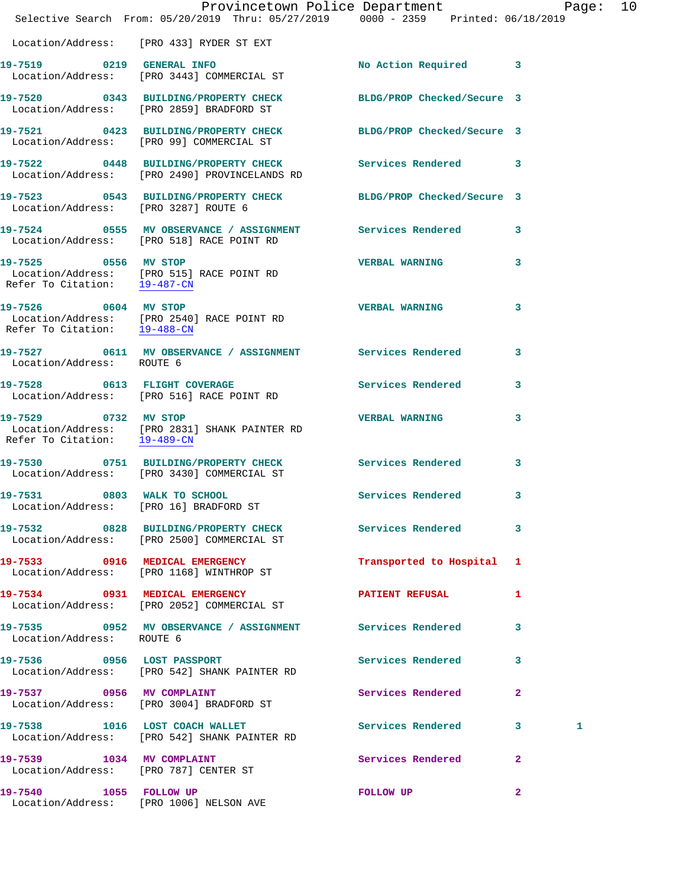Location/Address: [PRO 433] RYDER ST EXT

19-7519 0219 GENERAL INFO No Action Required 3
Location/Address: [PRO 3443] COMMERCIAL ST

19-7520 0343 BUILDING/PROPERTY CHECK BLDG/PROP Checked/Secure 3
Location/Address: [PRO 2859] BRADFORD ST

19-7521 0423 BUILDING/PROPERTY CHECK BLDG/PROP Checked/Secure 3
Location/Address: [PRO 99] COMMERCIAL ST

19-7522 0448 BUILDING/PROPERTY CHECK Services Rendered 3
Location/Address: [PRO 2490] PROVINCELANDS RD

19-7523 0543 BUILDING/PROPERTY CHECK BLDG/PROP Checked/Secure 3
Location/Address: [PRO 3287] ROUTE 6

19-7524 0555 MV OBSERVANCE / ASSIGNMENT Services Rendered 3
Location/Address: [PRO 518] RACE POINT RD

19-7525 0556 MV STOP VERBAL WARNING 3
Location/Address: [PRO 515] RACE POINT RD
Refer To Citation: 19-487-CN

19-7526 0604 MV STOP VERBAL WARNING 3
Location/Address: [PRO 2540] RACE POINT RD
Refer To Citation: 19-488-CN

19-7527 0611 MV OBSERVANCE / ASSIGNMENT Services Rendered 3
Location/Address: ROUTE 6

19-7528 0613 FLIGHT COVERAGE Services Rendered 3
Location/Address: [PRO 516] RACE POINT RD

19-7529 0732 MV STOP VERBAL WARNING 3
Location/Address: [PRO 2831] SHANK PAINTER RD
Refer To Citation: 19-489-CN

19-7530 0751 BUILDING/PROPERTY CHECK Services Rendered 3
Location/Address: [PRO 3430] COMMERCIAL ST

19-7531 0803 WALK TO SCHOOL Services Rendered 3
Location/Address: [PRO 16] BRADFORD ST

19-7532 0828 BUILDING/PROPERTY CHECK Services Rendered 3
Location/Address: [PRO 2500] COMMERCIAL ST

19-7533 0916 MEDICAL EMERGENCY Transported to Hospital 1
Location/Address: [PRO 1168] WINTHROP ST

19-7534 0931 MEDICAL EMERGENCY PATIENT REFUSAL 1
Location/Address: [PRO 2052] COMMERCIAL ST

19-7535 0952 MV OBSERVANCE / ASSIGNMENT Services Rendered 3
Location/Address: ROUTE 6

19-7536 0956 LOST PASSPORT Services Rendered 3
Location/Address: [PRO 542] SHANK PAINTER RD

19-7537 0956 MV COMPLAINT Services Rendered 2
Location/Address: [PRO 3004] BRADFORD ST

19-7538 1016 LOST COACH WALLET Services Rendered 3 1
Location/Address: [PRO 542] SHANK PAINTER RD

19-7539 1034 MV COMPLAINT Services Rendered 2
Location/Address: [PRO 787] CENTER ST

19-7540 1055 FOLLOW UP FOLLOW UP 2
Location/Address: [PRO 1006] NELSON AVE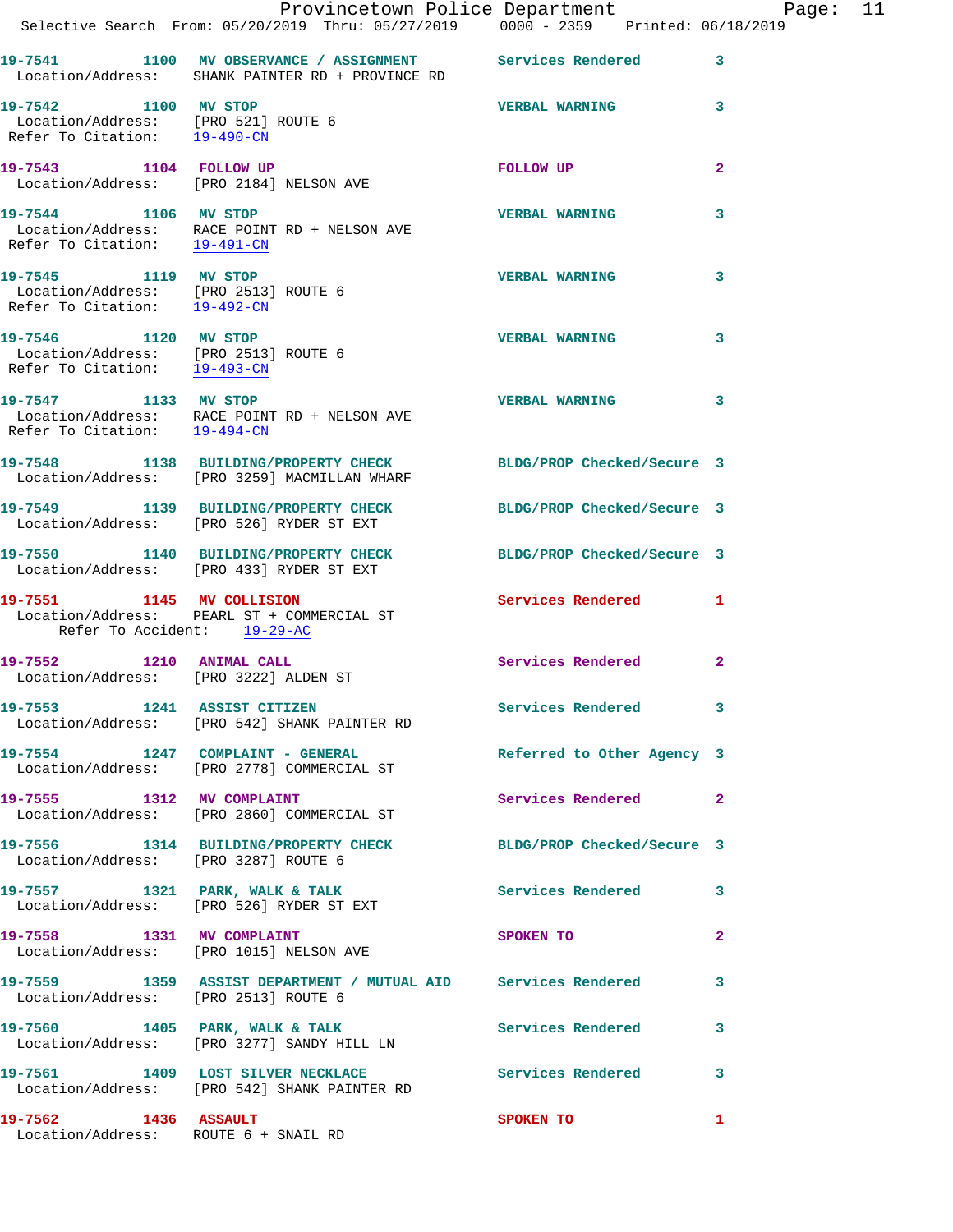19-7541 1100 MV OBSERVATION / ASSIGNMENT Services Rendered 3
Location/Address: SHANK PAINTER RD + PROVINCE RD

19-7542 1100 MV STOP VERBAL WARNING 3
Location/Address: [PRO 521] ROUTE 6
Refer To Citation: 19-490-CN

19-7543 1104 FOLLOW UP FOLLOW UP 2
Location/Address: [PRO 2184] NELSON AVE

19-7544 1106 MV STOP VERBAL WARNING 3
Location/Address: RACE POINT RD + NELSON AVE
Refer To Citation: 19-491-CN

19-7545 1119 MV STOP VERBAL WARNING 3
Location/Address: [PRO 2513] ROUTE 6
Refer To Citation: 19-492-CN

19-7546 1120 MV STOP VERBAL WARNING 3
Location/Address: [PRO 2513] ROUTE 6
Refer To Citation: 19-493-CN

19-7547 1133 MV STOP VERBAL WARNING 3
Location/Address: RACE POINT RD + NELSON AVE
Refer To Citation: 19-494-CN

19-7548 1138 BUILDING/PROPERTY CHECK BLDG/PROP Checked/Secure 3
Location/Address: [PRO 3259] MACMILLAN WHARF

19-7549 1139 BUILDING/PROPERTY CHECK BLDG/PROP Checked/Secure 3
Location/Address: [PRO 526] RYDER ST EXT

19-7550 1140 BUILDING/PROPERTY CHECK BLDG/PROP Checked/Secure 3
Location/Address: [PRO 433] RYDER ST EXT

19-7551 1145 MV COLLISION Services Rendered 1
Location/Address: PEARL ST + COMMERCIAL ST
Refer To Accident: 19-29-AC

19-7552 1210 ANIMAL CALL Services Rendered 2
Location/Address: [PRO 3222] ALDEN ST

19-7553 1241 ASSIST CITIZEN Services Rendered 3
Location/Address: [PRO 542] SHANK PAINTER RD

19-7554 1247 COMPLAINT - GENERAL Referred to Other Agency 3
Location/Address: [PRO 2778] COMMERCIAL ST

19-7555 1312 MV COMPLAINT Services Rendered 2
Location/Address: [PRO 2860] COMMERCIAL ST

19-7556 1314 BUILDING/PROPERTY CHECK BLDG/PROP Checked/Secure 3
Location/Address: [PRO 3287] ROUTE 6

19-7557 1321 PARK, WALK & TALK Services Rendered 3
Location/Address: [PRO 526] RYDER ST EXT

19-7558 1331 MV COMPLAINT SPOKEN TO 2
Location/Address: [PRO 1015] NELSON AVE

19-7559 1359 ASSIST DEPARTMENT / MUTUAL AID Services Rendered 3
Location/Address: [PRO 2513] ROUTE 6

19-7560 1405 PARK, WALK & TALK Services Rendered 3
Location/Address: [PRO 3277] SANDY HILL LN

19-7561 1409 LOST SILVER NECKLACE Services Rendered 3
Location/Address: [PRO 542] SHANK PAINTER RD

19-7562 1436 ASSAULT SPOKEN TO 1
Location/Address: ROUTE 6 + SNAIL RD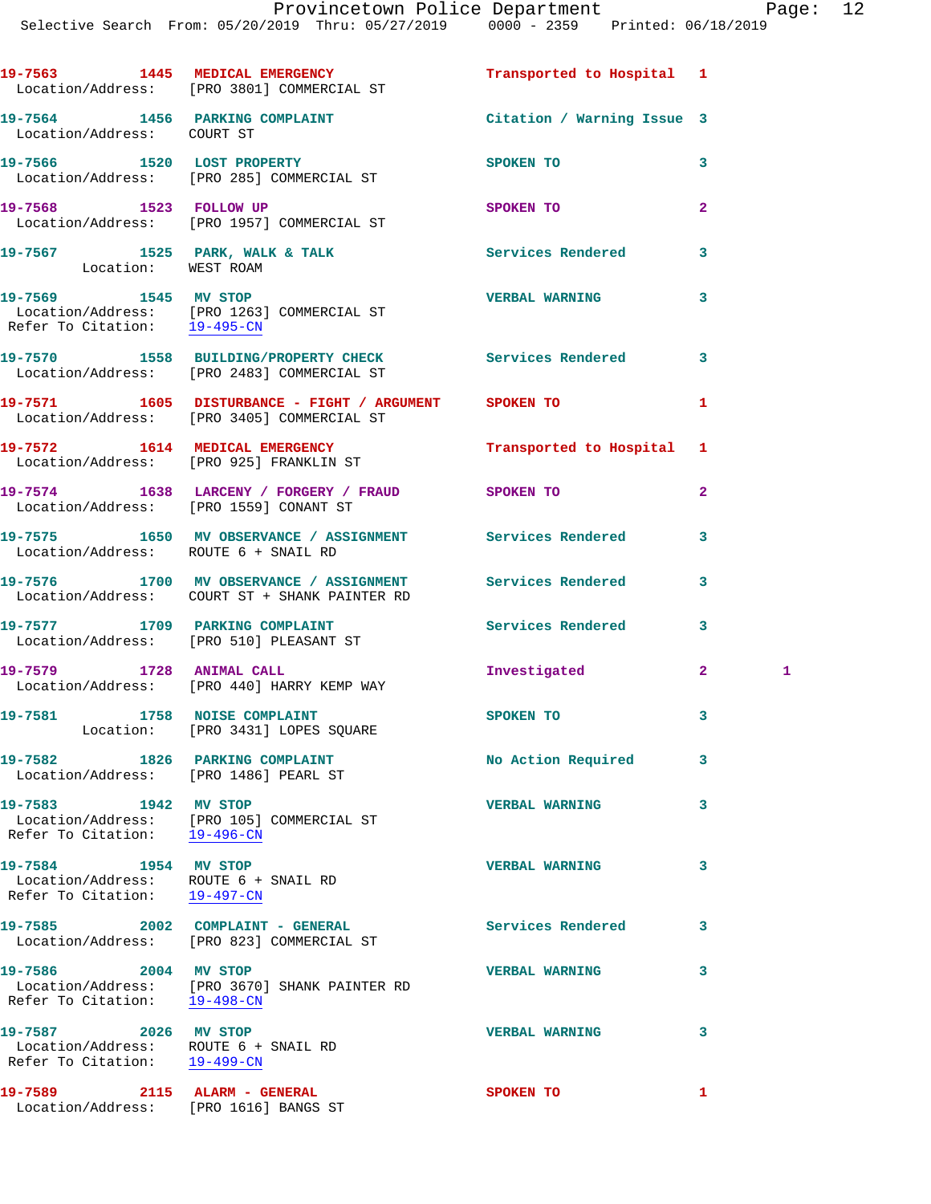19-7563 1445 MEDICAL EMERGENCY Transported to Hospital 1
Location/Address: [PRO 3801] COMMERCIAL ST

19-7564 1456 PARKING COMPLAINT Citation / Warning Issue 3
Location/Address: COURT ST

19-7566 1520 LOST PROPERTY SPOKEN TO 3
Location/Address: [PRO 285] COMMERCIAL ST

19-7568 1523 FOLLOW UP SPOKEN TO 2
Location/Address: [PRO 1957] COMMERCIAL ST

19-7567 1525 PARK, WALK & TALK Services Rendered 3
Location: WEST ROAM

19-7569 1545 MV STOP VERBAL WARNING 3
Location/Address: [PRO 1263] COMMERCIAL ST
Refer To Citation: 19-495-CN

19-7570 1558 BUILDING/PROPERTY CHECK Services Rendered 3
Location/Address: [PRO 2483] COMMERCIAL ST

19-7571 1605 DISTURBANCE - FIGHT / ARGUMENT SPOKEN TO 1
Location/Address: [PRO 3405] COMMERCIAL ST

19-7572 1614 MEDICAL EMERGENCY Transported to Hospital 1
Location/Address: [PRO 925] FRANKLIN ST

19-7574 1638 LARCENY / FORGERY / FRAUD SPOKEN TO 2
Location/Address: [PRO 1559] CONANT ST

19-7575 1650 MV OBSERVANCE / ASSIGNMENT Services Rendered 3
Location/Address: ROUTE 6 + SNAIL RD

19-7576 1700 MV OBSERVANCE / ASSIGNMENT Services Rendered 3
Location/Address: COURT ST + SHANK PAINTER RD

19-7577 1709 PARKING COMPLAINT Services Rendered 3
Location/Address: [PRO 510] PLEASANT ST

19-7579 1728 ANIMAL CALL Investigated 2 1
Location/Address: [PRO 440] HARRY KEMP WAY

19-7581 1758 NOISE COMPLAINT SPOKEN TO 3
Location: [PRO 3431] LOPES SQUARE

19-7582 1826 PARKING COMPLAINT No Action Required 3
Location/Address: [PRO 1486] PEARL ST

19-7583 1942 MV STOP VERBAL WARNING 3
Location/Address: [PRO 105] COMMERCIAL ST
Refer To Citation: 19-496-CN

19-7584 1954 MV STOP VERBAL WARNING 3
Location/Address: ROUTE 6 + SNAIL RD
Refer To Citation: 19-497-CN

19-7585 2002 COMPLAINT - GENERAL Services Rendered 3
Location/Address: [PRO 823] COMMERCIAL ST

19-7586 2004 MV STOP VERBAL WARNING 3
Location/Address: [PRO 3670] SHANK PAINTER RD
Refer To Citation: 19-498-CN

19-7587 2026 MV STOP VERBAL WARNING 3
Location/Address: ROUTE 6 + SNAIL RD
Refer To Citation: 19-499-CN

19-7589 2115 ALARM - GENERAL SPOKEN TO 1
Location/Address: [PRO 1616] BANGS ST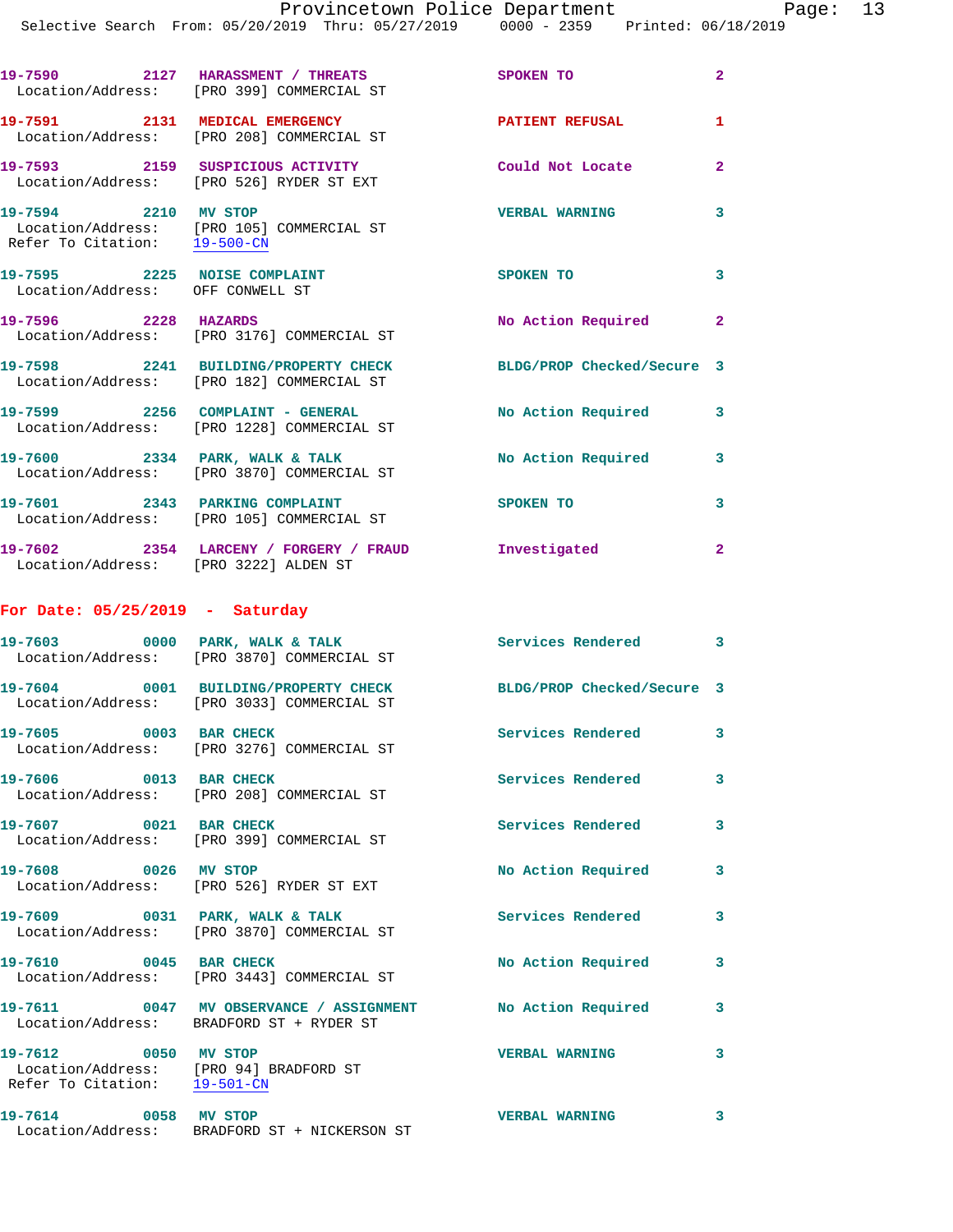19-7590 2127 HARASSMENT / THREATS SPOKEN TO 2
Location/Address: [PRO 399] COMMERCIAL ST

19-7591 2131 MEDICAL EMERGENCY PATIENT REFUSAL 1
Location/Address: [PRO 208] COMMERCIAL ST

19-7593 2159 SUSPICIOUS ACTIVITY Could Not Locate 2
Location/Address: [PRO 526] RYDER ST EXT

19-7594 2210 MV STOP VERBAL WARNING 3
Location/Address: [PRO 105] COMMERCIAL ST
Refer To Citation: 19-500-CN

19-7595 2225 NOISE COMPLAINT SPOKEN TO 3
Location/Address: OFF CONWELL ST

19-7596 2228 HAZARDS No Action Required 2
Location/Address: [PRO 3176] COMMERCIAL ST

19-7598 2241 BUILDING/PROPERTY CHECK BLDG/PROP Checked/Secure 3
Location/Address: [PRO 182] COMMERCIAL ST

19-7599 2256 COMPLAINT - GENERAL No Action Required 3
Location/Address: [PRO 1228] COMMERCIAL ST

19-7600 2334 PARK, WALK & TALK No Action Required 3
Location/Address: [PRO 3870] COMMERCIAL ST

19-7601 2343 PARKING COMPLAINT SPOKEN TO 3
Location/Address: [PRO 105] COMMERCIAL ST

19-7602 2354 LARCENY / FORGERY / FRAUD Investigated 2
Location/Address: [PRO 3222] ALDEN ST

**For Date: 05/25/2019 - Saturday**

19-7603 0000 PARK, WALK & TALK Services Rendered 3
Location/Address: [PRO 3870] COMMERCIAL ST

19-7604 0001 BUILDING/PROPERTY CHECK BLDG/PROP Checked/Secure 3
Location/Address: [PRO 3033] COMMERCIAL ST

19-7605 0003 BAR CHECK Services Rendered 3
Location/Address: [PRO 3276] COMMERCIAL ST

19-7606 0013 BAR CHECK Services Rendered 3
Location/Address: [PRO 208] COMMERCIAL ST

19-7607 0021 BAR CHECK Services Rendered 3
Location/Address: [PRO 399] COMMERCIAL ST

19-7608 0026 MV STOP No Action Required 3
Location/Address: [PRO 526] RYDER ST EXT

19-7609 0031 PARK, WALK & TALK Services Rendered 3
Location/Address: [PRO 3870] COMMERCIAL ST

19-7610 0045 BAR CHECK No Action Required 3
Location/Address: [PRO 3443] COMMERCIAL ST

19-7611 0047 MV OBSERVANCE / ASSIGNMENT No Action Required 3
Location/Address: BRADFORD ST + RYDER ST

19-7612 0050 MV STOP VERBAL WARNING 3
Location/Address: [PRO 94] BRADFORD ST
Refer To Citation: 19-501-CN

19-7614 0058 MV STOP VERBAL WARNING 3
Location/Address: BRADFORD ST + NICKERSON ST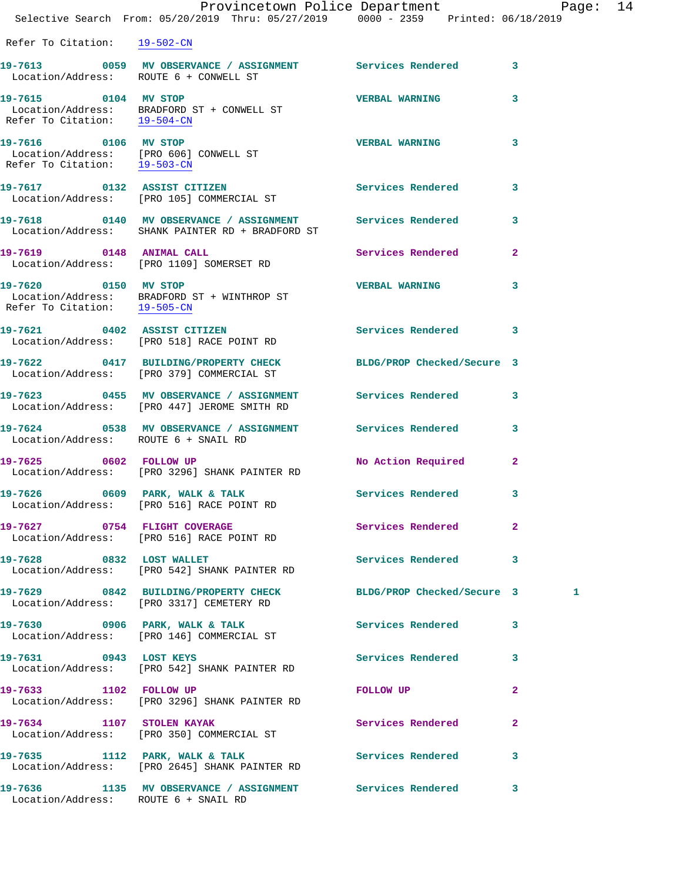Refer To Citation: 19-502-CN

19-7613 0059 MV OBSERVANCE / ASSIGNMENT Services Rendered 3
Location/Address: ROUTE 6 + CONWELL ST

19-7615 0104 MV STOP VERBAL WARNING 3
Location/Address: BRADFORD ST + CONWELL ST
Refer To Citation: 19-504-CN

19-7616 0106 MV STOP VERBAL WARNING 3
Location/Address: [PRO 606] CONWELL ST
Refer To Citation: 19-503-CN

19-7617 0132 ASSIST CITIZEN Services Rendered 3
Location/Address: [PRO 105] COMMERCIAL ST

19-7618 0140 MV OBSERVANCE / ASSIGNMENT Services Rendered 3
Location/Address: SHANK PAINTER RD + BRADFORD ST

19-7619 0148 ANIMAL CALL Services Rendered 2
Location/Address: [PRO 1109] SOMERSET RD

19-7620 0150 MV STOP VERBAL WARNING 3
Location/Address: BRADFORD ST + WINTHROP ST
Refer To Citation: 19-505-CN

19-7621 0402 ASSIST CITIZEN Services Rendered 3
Location/Address: [PRO 518] RACE POINT RD

19-7622 0417 BUILDING/PROPERTY CHECK BLDG/PROP Checked/Secure 3
Location/Address: [PRO 379] COMMERCIAL ST

19-7623 0455 MV OBSERVANCE / ASSIGNMENT Services Rendered 3
Location/Address: [PRO 447] JEROME SMITH RD

19-7624 0538 MV OBSERVANCE / ASSIGNMENT Services Rendered 3
Location/Address: ROUTE 6 + SNAIL RD

19-7625 0602 FOLLOW UP No Action Required 2
Location/Address: [PRO 3296] SHANK PAINTER RD

19-7626 0609 PARK, WALK & TALK Services Rendered 3
Location/Address: [PRO 516] RACE POINT RD

19-7627 0754 FLIGHT COVERAGE Services Rendered 2
Location/Address: [PRO 516] RACE POINT RD

19-7628 0832 LOST WALLET Services Rendered 3
Location/Address: [PRO 542] SHANK PAINTER RD

19-7629 0842 BUILDING/PROPERTY CHECK BLDG/PROP Checked/Secure 3 1
Location/Address: [PRO 3317] CEMETERY RD

19-7630 0906 PARK, WALK & TALK Services Rendered 3
Location/Address: [PRO 146] COMMERCIAL ST

19-7631 0943 LOST KEYS Services Rendered 3
Location/Address: [PRO 542] SHANK PAINTER RD

19-7633 1102 FOLLOW UP FOLLOW UP 2
Location/Address: [PRO 3296] SHANK PAINTER RD

19-7634 1107 STOLEN KAYAK Services Rendered 2
Location/Address: [PRO 350] COMMERCIAL ST

19-7635 1112 PARK, WALK & TALK Services Rendered 3
Location/Address: [PRO 2645] SHANK PAINTER RD

19-7636 1135 MV OBSERVANCE / ASSIGNMENT Services Rendered 3
Location/Address: ROUTE 6 + SNAIL RD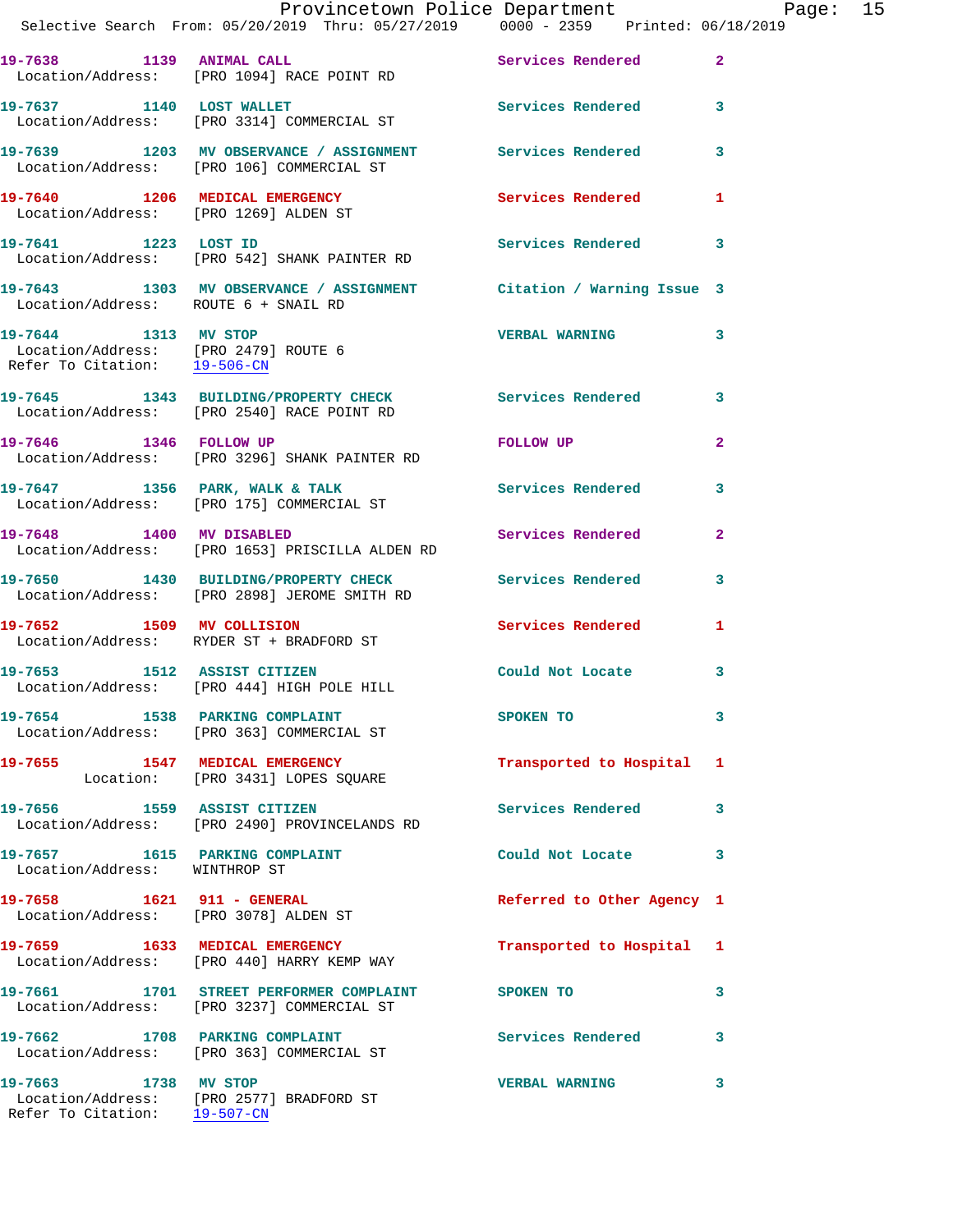| Call # | Time | Call Reason | Action | Priority |
|---|---|---|---|---|
| 19-7638 | 1139 | ANIMAL CALL | Services Rendered | 2 |
| | | Location/Address: [PRO 1094] RACE POINT RD | | |
| 19-7637 | 1140 | LOST WALLET | Services Rendered | 3 |
| | | Location/Address: [PRO 3314] COMMERCIAL ST | | |
| 19-7639 | 1203 | MV OBSERVANCE / ASSIGNMENT | Services Rendered | 3 |
| | | Location/Address: [PRO 106] COMMERCIAL ST | | |
| 19-7640 | 1206 | MEDICAL EMERGENCY | Services Rendered | 1 |
| | | Location/Address: [PRO 1269] ALDEN ST | | |
| 19-7641 | 1223 | LOST ID | Services Rendered | 3 |
| | | Location/Address: [PRO 542] SHANK PAINTER RD | | |
| 19-7643 | 1303 | MV OBSERVANCE / ASSIGNMENT | Citation / Warning Issue | 3 |
| | | Location/Address: ROUTE 6 + SNAIL RD | | |
| 19-7644 | 1313 | MV STOP | VERBAL WARNING | 3 |
| | | Location/Address: [PRO 2479] ROUTE 6 | | |
| | | Refer To Citation: 19-506-CN | | |
| 19-7645 | 1343 | BUILDING/PROPERTY CHECK | Services Rendered | 3 |
| | | Location/Address: [PRO 2540] RACE POINT RD | | |
| 19-7646 | 1346 | FOLLOW UP | FOLLOW UP | 2 |
| | | Location/Address: [PRO 3296] SHANK PAINTER RD | | |
| 19-7647 | 1356 | PARK, WALK & TALK | Services Rendered | 3 |
| | | Location/Address: [PRO 175] COMMERCIAL ST | | |
| 19-7648 | 1400 | MV DISABLED | Services Rendered | 2 |
| | | Location/Address: [PRO 1653] PRISCILLA ALDEN RD | | |
| 19-7650 | 1430 | BUILDING/PROPERTY CHECK | Services Rendered | 3 |
| | | Location/Address: [PRO 2898] JEROME SMITH RD | | |
| 19-7652 | 1509 | MV COLLISION | Services Rendered | 1 |
| | | Location/Address: RYDER ST + BRADFORD ST | | |
| 19-7653 | 1512 | ASSIST CITIZEN | Could Not Locate | 3 |
| | | Location/Address: [PRO 444] HIGH POLE HILL | | |
| 19-7654 | 1538 | PARKING COMPLAINT | SPOKEN TO | 3 |
| | | Location/Address: [PRO 363] COMMERCIAL ST | | |
| 19-7655 | 1547 | MEDICAL EMERGENCY | Transported to Hospital | 1 |
| | | Location: [PRO 3431] LOPES SQUARE | | |
| 19-7656 | 1559 | ASSIST CITIZEN | Services Rendered | 3 |
| | | Location/Address: [PRO 2490] PROVINCELANDS RD | | |
| 19-7657 | 1615 | PARKING COMPLAINT | Could Not Locate | 3 |
| | | Location/Address: WINTHROP ST | | |
| 19-7658 | 1621 | 911 - GENERAL | Referred to Other Agency | 1 |
| | | Location/Address: [PRO 3078] ALDEN ST | | |
| 19-7659 | 1633 | MEDICAL EMERGENCY | Transported to Hospital | 1 |
| | | Location/Address: [PRO 440] HARRY KEMP WAY | | |
| 19-7661 | 1701 | STREET PERFORMER COMPLAINT | SPOKEN TO | 3 |
| | | Location/Address: [PRO 3237] COMMERCIAL ST | | |
| 19-7662 | 1708 | PARKING COMPLAINT | Services Rendered | 3 |
| | | Location/Address: [PRO 363] COMMERCIAL ST | | |
| 19-7663 | 1738 | MV STOP | VERBAL WARNING | 3 |
| | | Location/Address: [PRO 2577] BRADFORD ST | | |
| | | Refer To Citation: 19-507-CN | | |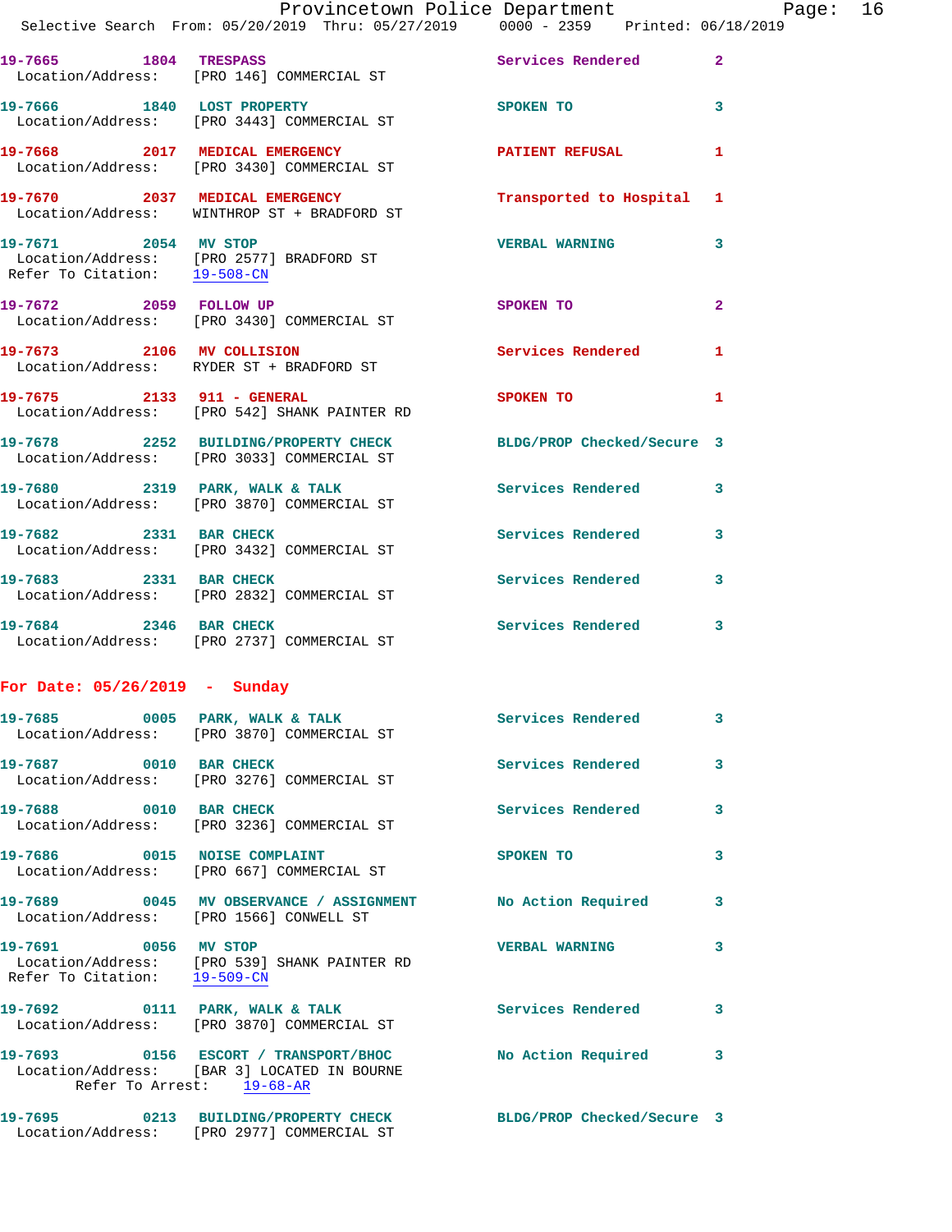19-7665 1804 TRESPASS Services Rendered 2
Location/Address: [PRO 146] COMMERCIAL ST

19-7666 1840 LOST PROPERTY SPOKEN TO 3
Location/Address: [PRO 3443] COMMERCIAL ST

19-7668 2017 MEDICAL EMERGENCY PATIENT REFUSAL 1
Location/Address: [PRO 3430] COMMERCIAL ST

19-7670 2037 MEDICAL EMERGENCY Transported to Hospital 1
Location/Address: WINTHROP ST + BRADFORD ST

19-7671 2054 MV STOP VERBAL WARNING 3
Location/Address: [PRO 2577] BRADFORD ST
Refer To Citation: 19-508-CN

19-7672 2059 FOLLOW UP SPOKEN TO 2
Location/Address: [PRO 3430] COMMERCIAL ST

19-7673 2106 MV COLLISION Services Rendered 1
Location/Address: RYDER ST + BRADFORD ST

19-7675 2133 911 - GENERAL SPOKEN TO 1
Location/Address: [PRO 542] SHANK PAINTER RD

19-7678 2252 BUILDING/PROPERTY CHECK BLDG/PROP Checked/Secure 3
Location/Address: [PRO 3033] COMMERCIAL ST

19-7680 2319 PARK, WALK & TALK Services Rendered 3
Location/Address: [PRO 3870] COMMERCIAL ST

19-7682 2331 BAR CHECK Services Rendered 3
Location/Address: [PRO 3432] COMMERCIAL ST

19-7683 2331 BAR CHECK Services Rendered 3
Location/Address: [PRO 2832] COMMERCIAL ST

19-7684 2346 BAR CHECK Services Rendered 3
Location/Address: [PRO 2737] COMMERCIAL ST

## For Date: 05/26/2019 - Sunday

19-7685 0005 PARK, WALK & TALK Services Rendered 3
Location/Address: [PRO 3870] COMMERCIAL ST

19-7687 0010 BAR CHECK Services Rendered 3
Location/Address: [PRO 3276] COMMERCIAL ST

19-7688 0010 BAR CHECK Services Rendered 3
Location/Address: [PRO 3236] COMMERCIAL ST

19-7686 0015 NOISE COMPLAINT SPOKEN TO 3
Location/Address: [PRO 667] COMMERCIAL ST

19-7689 0045 MV OBSERVANCE / ASSIGNMENT No Action Required 3
Location/Address: [PRO 1566] CONWELL ST

19-7691 0056 MV STOP VERBAL WARNING 3
Location/Address: [PRO 539] SHANK PAINTER RD
Refer To Citation: 19-509-CN

19-7692 0111 PARK, WALK & TALK Services Rendered 3
Location/Address: [PRO 3870] COMMERCIAL ST

19-7693 0156 ESCORT / TRANSPORT/BHOC No Action Required 3
Location/Address: [BAR 3] LOCATED IN BOURNE
Refer To Arrest: 19-68-AR

19-7695 0213 BUILDING/PROPERTY CHECK BLDG/PROP Checked/Secure 3
Location/Address: [PRO 2977] COMMERCIAL ST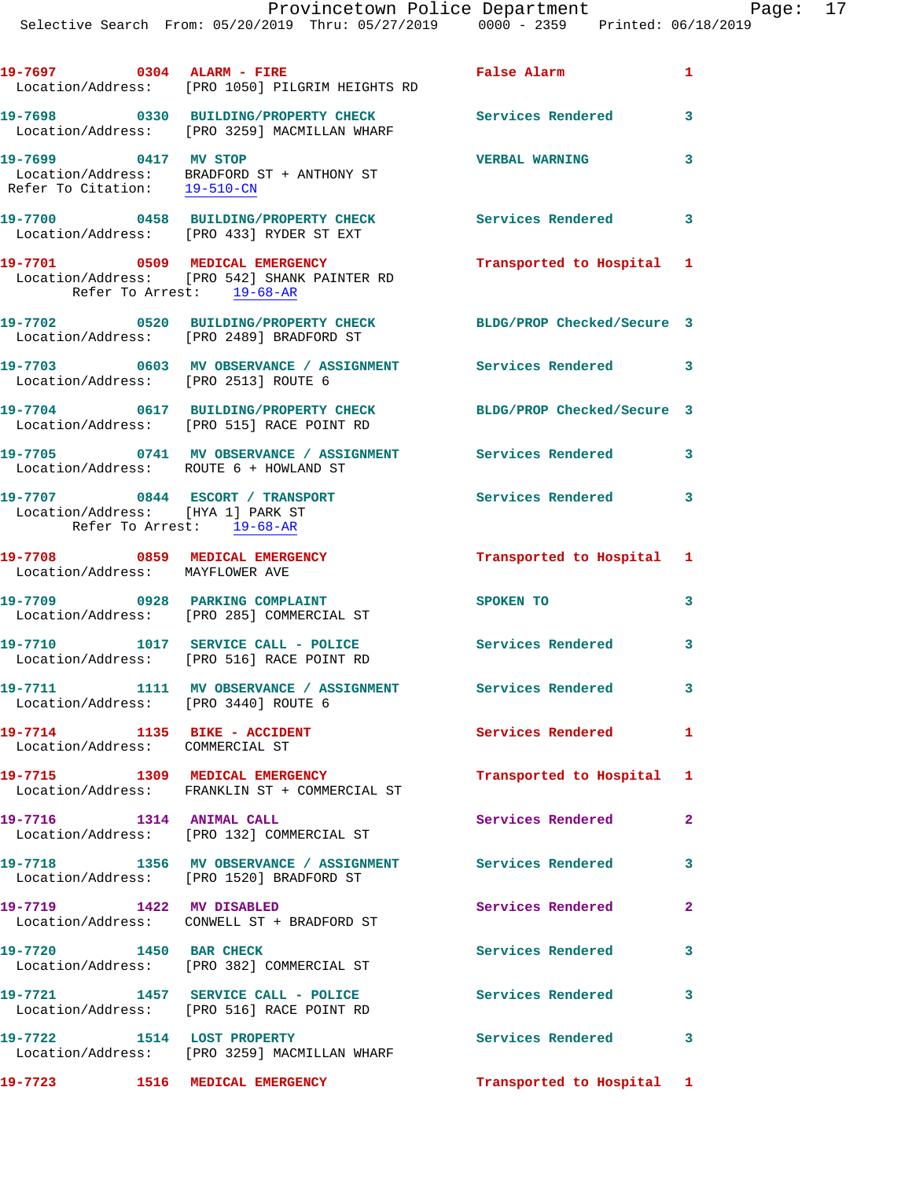19-7697 0304 ALARM - FIRE False Alarm 1
Location/Address: [PRO 1050] PILGRIM HEIGHTS RD

19-7698 0330 BUILDING/PROPERTY CHECK Services Rendered 3
Location/Address: [PRO 3259] MACMILLAN WHARF

19-7699 0417 MV STOP VERBAL WARNING 3
Location/Address: BRADFORD ST + ANTHONY ST
Refer To Citation: 19-510-CN

19-7700 0458 BUILDING/PROPERTY CHECK Services Rendered 3
Location/Address: [PRO 433] RYDER ST EXT

19-7701 0509 MEDICAL EMERGENCY Transported to Hospital 1
Location/Address: [PRO 542] SHANK PAINTER RD
Refer To Arrest: 19-68-AR

19-7702 0520 BUILDING/PROPERTY CHECK BLDG/PROP Checked/Secure 3
Location/Address: [PRO 2489] BRADFORD ST

19-7703 0603 MV OBSERVANCE / ASSIGNMENT Services Rendered 3
Location/Address: [PRO 2513] ROUTE 6

19-7704 0617 BUILDING/PROPERTY CHECK BLDG/PROP Checked/Secure 3
Location/Address: [PRO 515] RACE POINT RD

19-7705 0741 MV OBSERVANCE / ASSIGNMENT Services Rendered 3
Location/Address: ROUTE 6 + HOWLAND ST

19-7707 0844 ESCORT / TRANSPORT Services Rendered 3
Location/Address: [HYA 1] PARK ST
Refer To Arrest: 19-68-AR

19-7708 0859 MEDICAL EMERGENCY Transported to Hospital 1
Location/Address: MAYFLOWER AVE

19-7709 0928 PARKING COMPLAINT SPOKEN TO 3
Location/Address: [PRO 285] COMMERCIAL ST

19-7710 1017 SERVICE CALL - POLICE Services Rendered 3
Location/Address: [PRO 516] RACE POINT RD

19-7711 1111 MV OBSERVANCE / ASSIGNMENT Services Rendered 3
Location/Address: [PRO 3440] ROUTE 6

19-7714 1135 BIKE - ACCIDENT Services Rendered 1
Location/Address: COMMERCIAL ST

19-7715 1309 MEDICAL EMERGENCY Transported to Hospital 1
Location/Address: FRANKLIN ST + COMMERCIAL ST

19-7716 1314 ANIMAL CALL Services Rendered 2
Location/Address: [PRO 132] COMMERCIAL ST

19-7718 1356 MV OBSERVANCE / ASSIGNMENT Services Rendered 3
Location/Address: [PRO 1520] BRADFORD ST

19-7719 1422 MV DISABLED Services Rendered 2
Location/Address: CONWELL ST + BRADFORD ST

19-7720 1450 BAR CHECK Services Rendered 3
Location/Address: [PRO 382] COMMERCIAL ST

19-7721 1457 SERVICE CALL - POLICE Services Rendered 3
Location/Address: [PRO 516] RACE POINT RD

19-7722 1514 LOST PROPERTY Services Rendered 3
Location/Address: [PRO 3259] MACMILLAN WHARF

19-7723 1516 MEDICAL EMERGENCY Transported to Hospital 1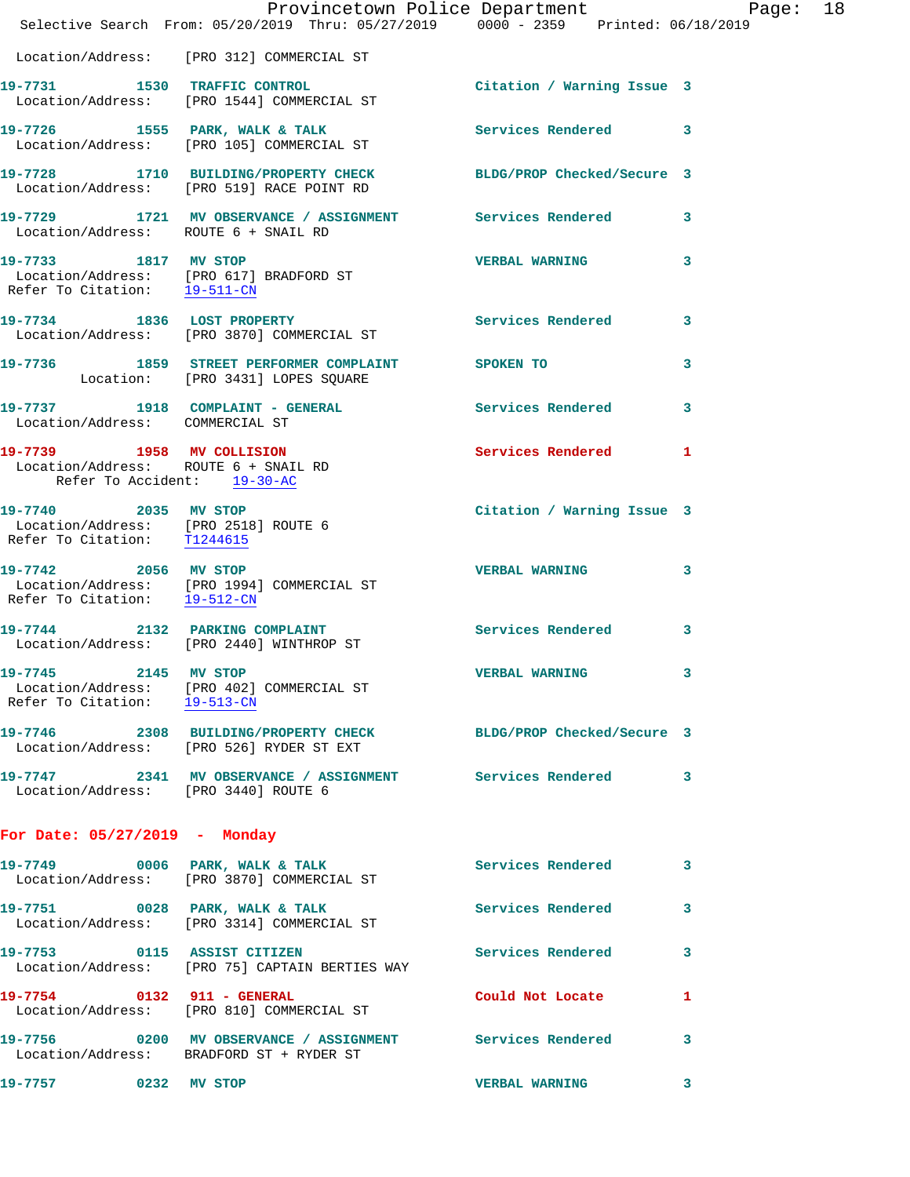Location/Address: [PRO 312] COMMERCIAL ST

**19-7731 1530 TRAFFIC CONTROL** Citation / Warning Issue 3
Location/Address: [PRO 1544] COMMERCIAL ST

**19-7726 1555 PARK, WALK & TALK** Services Rendered 3
Location/Address: [PRO 105] COMMERCIAL ST

**19-7728 1710 BUILDING/PROPERTY CHECK** BLDG/PROP Checked/Secure 3
Location/Address: [PRO 519] RACE POINT RD

**19-7729 1721 MV OBSERVANCE / ASSIGNMENT** Services Rendered 3
Location/Address: ROUTE 6 + SNAIL RD

**19-7733 1817 MV STOP** VERBAL WARNING 3
Location/Address: [PRO 617] BRADFORD ST
Refer To Citation: 19-511-CN

**19-7734 1836 LOST PROPERTY** Services Rendered 3
Location/Address: [PRO 3870] COMMERCIAL ST

**19-7736 1859 STREET PERFORMER COMPLAINT** SPOKEN TO 3
Location: [PRO 3431] LOPES SQUARE

**19-7737 1918 COMPLAINT - GENERAL** Services Rendered 3
Location/Address: COMMERCIAL ST

**19-7739 1958 MV COLLISION** Services Rendered 1
Location/Address: ROUTE 6 + SNAIL RD
Refer To Accident: 19-30-AC

**19-7740 2035 MV STOP** Citation / Warning Issue 3
Location/Address: [PRO 2518] ROUTE 6
Refer To Citation: T1244615

**19-7742 2056 MV STOP** VERBAL WARNING 3
Location/Address: [PRO 1994] COMMERCIAL ST
Refer To Citation: 19-512-CN

**19-7744 2132 PARKING COMPLAINT** Services Rendered 3
Location/Address: [PRO 2440] WINTHROP ST

**19-7745 2145 MV STOP** VERBAL WARNING 3
Location/Address: [PRO 402] COMMERCIAL ST
Refer To Citation: 19-513-CN

**19-7746 2308 BUILDING/PROPERTY CHECK** BLDG/PROP Checked/Secure 3
Location/Address: [PRO 526] RYDER ST EXT

**19-7747 2341 MV OBSERVANCE / ASSIGNMENT** Services Rendered 3
Location/Address: [PRO 3440] ROUTE 6

## For Date: 05/27/2019 - Monday

**19-7749 0006 PARK, WALK & TALK** Services Rendered 3
Location/Address: [PRO 3870] COMMERCIAL ST

**19-7751 0028 PARK, WALK & TALK** Services Rendered 3
Location/Address: [PRO 3314] COMMERCIAL ST

**19-7753 0115 ASSIST CITIZEN** Services Rendered 3
Location/Address: [PRO 75] CAPTAIN BERTIES WAY

**19-7754 0132 911 - GENERAL** Could Not Locate 1
Location/Address: [PRO 810] COMMERCIAL ST

**19-7756 0200 MV OBSERVANCE / ASSIGNMENT** Services Rendered 3
Location/Address: BRADFORD ST + RYDER ST

**19-7757 0232 MV STOP** VERBAL WARNING 3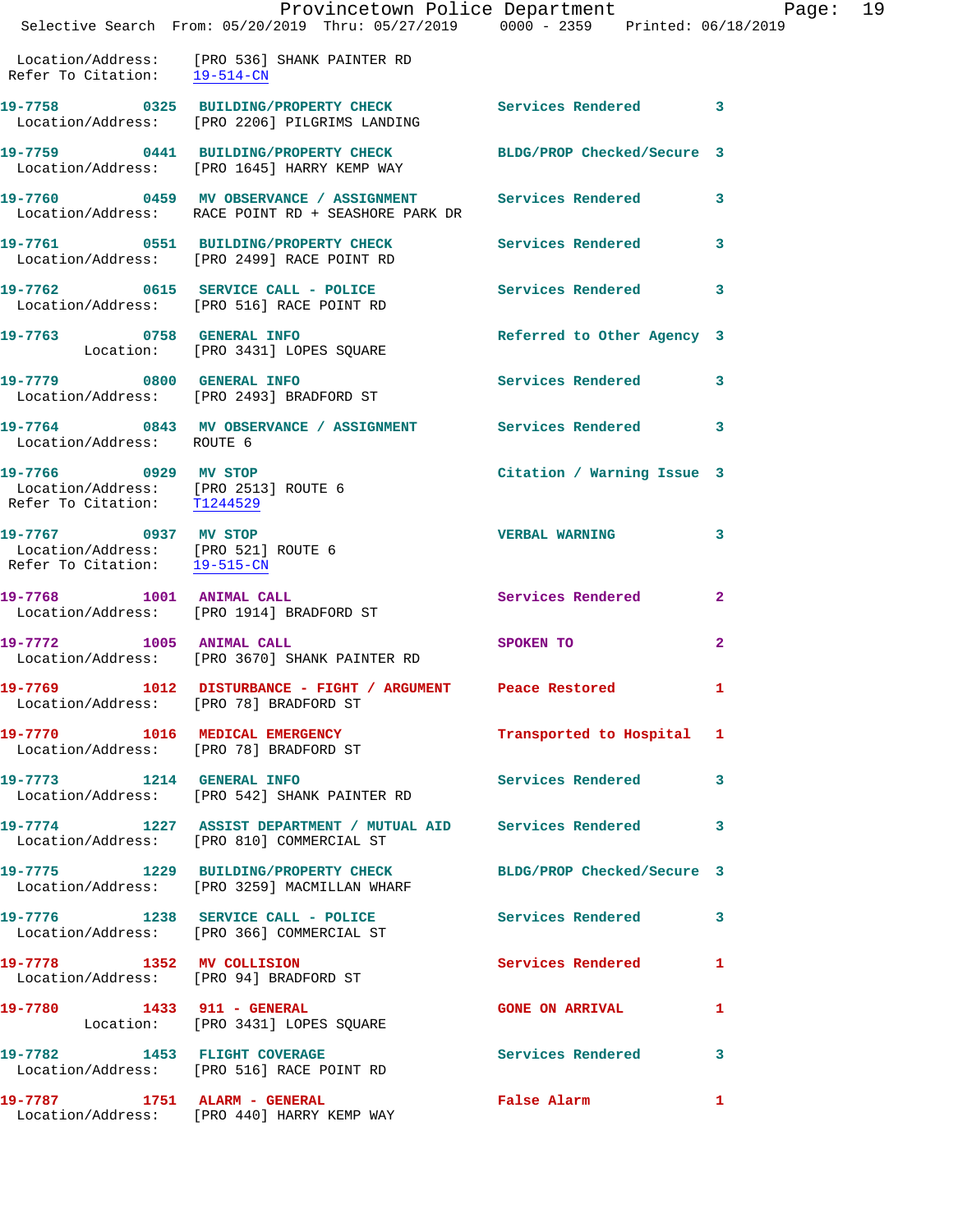Location/Address: [PRO 536] SHANK PAINTER RD
Refer To Citation: 19-514-CN

19-7758 0325 BUILDING/PROPERTY CHECK Services Rendered 3
Location/Address: [PRO 2206] PILGRIMS LANDING

19-7759 0441 BUILDING/PROPERTY CHECK BLDG/PROP Checked/Secure 3
Location/Address: [PRO 1645] HARRY KEMP WAY

19-7760 0459 MV OBSERVANCE / ASSIGNMENT Services Rendered 3
Location/Address: RACE POINT RD + SEASHORE PARK DR

19-7761 0551 BUILDING/PROPERTY CHECK Services Rendered 3
Location/Address: [PRO 2499] RACE POINT RD

19-7762 0615 SERVICE CALL - POLICE Services Rendered 3
Location/Address: [PRO 516] RACE POINT RD

19-7763 0758 GENERAL INFO Referred to Other Agency 3
Location: [PRO 3431] LOPES SQUARE

19-7779 0800 GENERAL INFO Services Rendered 3
Location/Address: [PRO 2493] BRADFORD ST

19-7764 0843 MV OBSERVANCE / ASSIGNMENT Services Rendered 3
Location/Address: ROUTE 6

19-7766 0929 MV STOP Citation / Warning Issue 3
Location/Address: [PRO 2513] ROUTE 6
Refer To Citation: T1244529

19-7767 0937 MV STOP VERBAL WARNING 3
Location/Address: [PRO 521] ROUTE 6
Refer To Citation: 19-515-CN

19-7768 1001 ANIMAL CALL Services Rendered 2
Location/Address: [PRO 1914] BRADFORD ST

19-7772 1005 ANIMAL CALL SPOKEN TO 2
Location/Address: [PRO 3670] SHANK PAINTER RD

19-7769 1012 DISTURBANCE - FIGHT / ARGUMENT Peace Restored 1
Location/Address: [PRO 78] BRADFORD ST

19-7770 1016 MEDICAL EMERGENCY Transported to Hospital 1
Location/Address: [PRO 78] BRADFORD ST

19-7773 1214 GENERAL INFO Services Rendered 3
Location/Address: [PRO 542] SHANK PAINTER RD

19-7774 1227 ASSIST DEPARTMENT / MUTUAL AID Services Rendered 3
Location/Address: [PRO 810] COMMERCIAL ST

19-7775 1229 BUILDING/PROPERTY CHECK BLDG/PROP Checked/Secure 3
Location/Address: [PRO 3259] MACMILLAN WHARF

19-7776 1238 SERVICE CALL - POLICE Services Rendered 3
Location/Address: [PRO 366] COMMERCIAL ST

19-7778 1352 MV COLLISION Services Rendered 1
Location/Address: [PRO 94] BRADFORD ST

19-7780 1433 911 - GENERAL GONE ON ARRIVAL 1
Location: [PRO 3431] LOPES SQUARE

19-7782 1453 FLIGHT COVERAGE Services Rendered 3
Location/Address: [PRO 516] RACE POINT RD

19-7787 1751 ALARM - GENERAL False Alarm 1
Location/Address: [PRO 440] HARRY KEMP WAY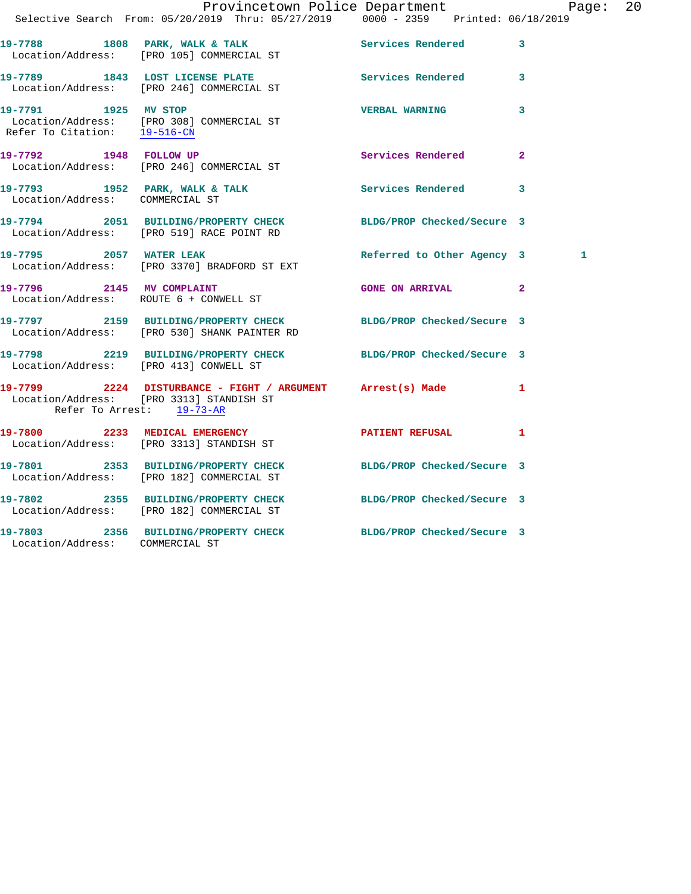19-7788 1808 PARK, WALK & TALK Services Rendered 3
Location/Address: [PRO 105] COMMERCIAL ST

19-7789 1843 LOST LICENSE PLATE Services Rendered 3
Location/Address: [PRO 246] COMMERCIAL ST

19-7791 1925 MV STOP VERBAL WARNING 3
Location/Address: [PRO 308] COMMERCIAL ST
Refer To Citation: 19-516-CN

19-7792 1948 FOLLOW UP Services Rendered 2
Location/Address: [PRO 246] COMMERCIAL ST

19-7793 1952 PARK, WALK & TALK Services Rendered 3
Location/Address: COMMERCIAL ST

19-7794 2051 BUILDING/PROPERTY CHECK BLDG/PROP Checked/Secure 3
Location/Address: [PRO 519] RACE POINT RD

19-7795 2057 WATER LEAK Referred to Other Agency 3 1
Location/Address: [PRO 3370] BRADFORD ST EXT

19-7796 2145 MV COMPLAINT GONE ON ARRIVAL 2
Location/Address: ROUTE 6 + CONWELL ST

19-7797 2159 BUILDING/PROPERTY CHECK BLDG/PROP Checked/Secure 3
Location/Address: [PRO 530] SHANK PAINTER RD

19-7798 2219 BUILDING/PROPERTY CHECK BLDG/PROP Checked/Secure 3
Location/Address: [PRO 413] CONWELL ST

19-7799 2224 DISTURBANCE - FIGHT / ARGUMENT Arrest(s) Made 1
Location/Address: [PRO 3313] STANDISH ST
Refer To Arrest: 19-73-AR

19-7800 2233 MEDICAL EMERGENCY PATIENT REFUSAL 1
Location/Address: [PRO 3313] STANDISH ST

19-7801 2353 BUILDING/PROPERTY CHECK BLDG/PROP Checked/Secure 3
Location/Address: [PRO 182] COMMERCIAL ST

19-7802 2355 BUILDING/PROPERTY CHECK BLDG/PROP Checked/Secure 3
Location/Address: [PRO 182] COMMERCIAL ST

19-7803 2356 BUILDING/PROPERTY CHECK BLDG/PROP Checked/Secure 3
Location/Address: COMMERCIAL ST